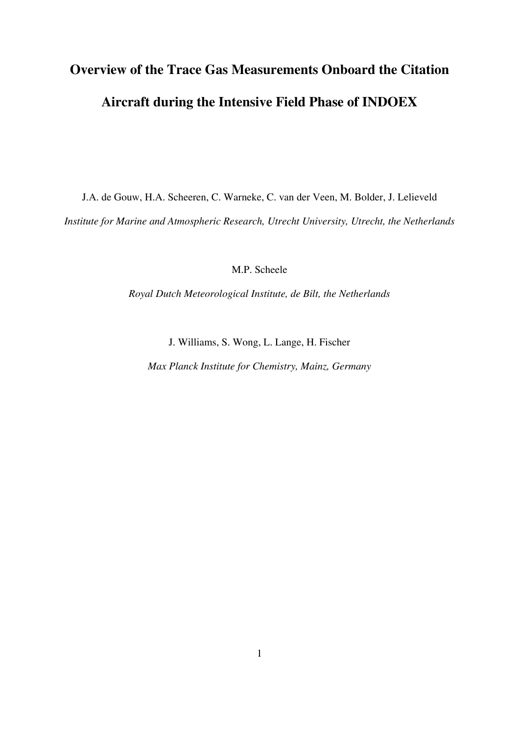# Overview of the Trace Gas Measurements Onboard the Citation Aircraft during the Intensive Field Phase of INDOEX

J.A. de Gouw, H.A. Scheeren, C. Warneke, C. van der Veen, M. Bolder, J. Lelieveld

*Institute for Marine and Atmospheric Research, Utrecht University, Utrecht, the Netherlands*

M.P. Scheele

*Royal Dutch Meteorological Institute, de Bilt, the Netherlands*

J. Williams, S. Wong, L. Lange, H. Fischer

*Max Planck Institute for Chemistry, Mainz, Germany*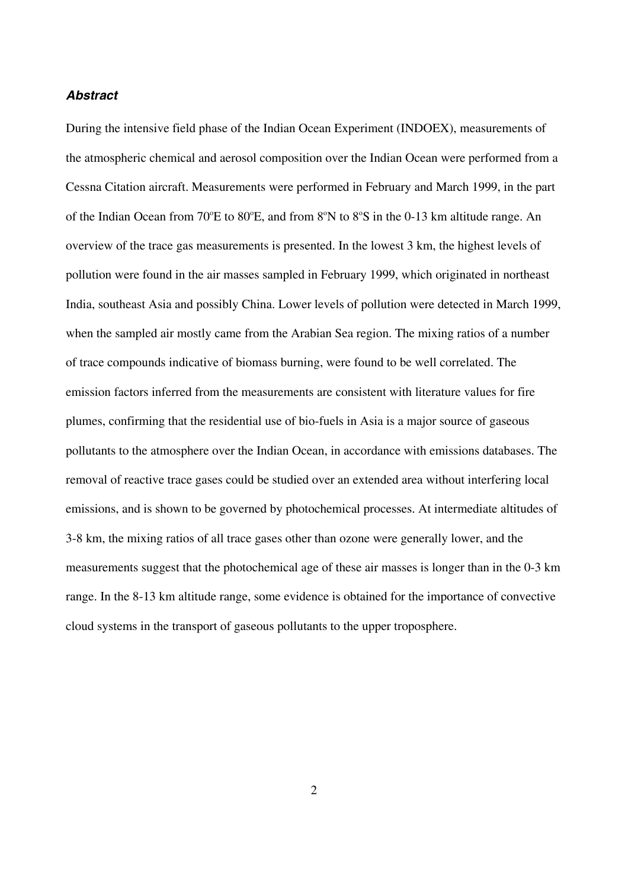***Abstract***

During the intensive field phase of the Indian Ocean Experiment (INDOEX), measurements of the atmospheric chemical and aerosol composition over the Indian Ocean were performed from a Cessna Citation aircraft. Measurements were performed in February and March 1999, in the part of the Indian Ocean from 70ºE to 80ºE, and from 8ºN to 8ºS in the 0-13 km altitude range. An overview of the trace gas measurements is presented. In the lowest 3 km, the highest levels of pollution were found in the air masses sampled in February 1999, which originated in northeast India, southeast Asia and possibly China. Lower levels of pollution were detected in March 1999, when the sampled air mostly came from the Arabian Sea region. The mixing ratios of a number of trace compounds indicative of biomass burning, were found to be well correlated. The emission factors inferred from the measurements are consistent with literature values for fire plumes, confirming that the residential use of bio-fuels in Asia is a major source of gaseous pollutants to the atmosphere over the Indian Ocean, in accordance with emissions databases. The removal of reactive trace gases could be studied over an extended area without interfering local emissions, and is shown to be governed by photochemical processes. At intermediate altitudes of 3-8 km, the mixing ratios of all trace gases other than ozone were generally lower, and the measurements suggest that the photochemical age of these air masses is longer than in the 0-3 km range. In the 8-13 km altitude range, some evidence is obtained for the importance of convective cloud systems in the transport of gaseous pollutants to the upper troposphere.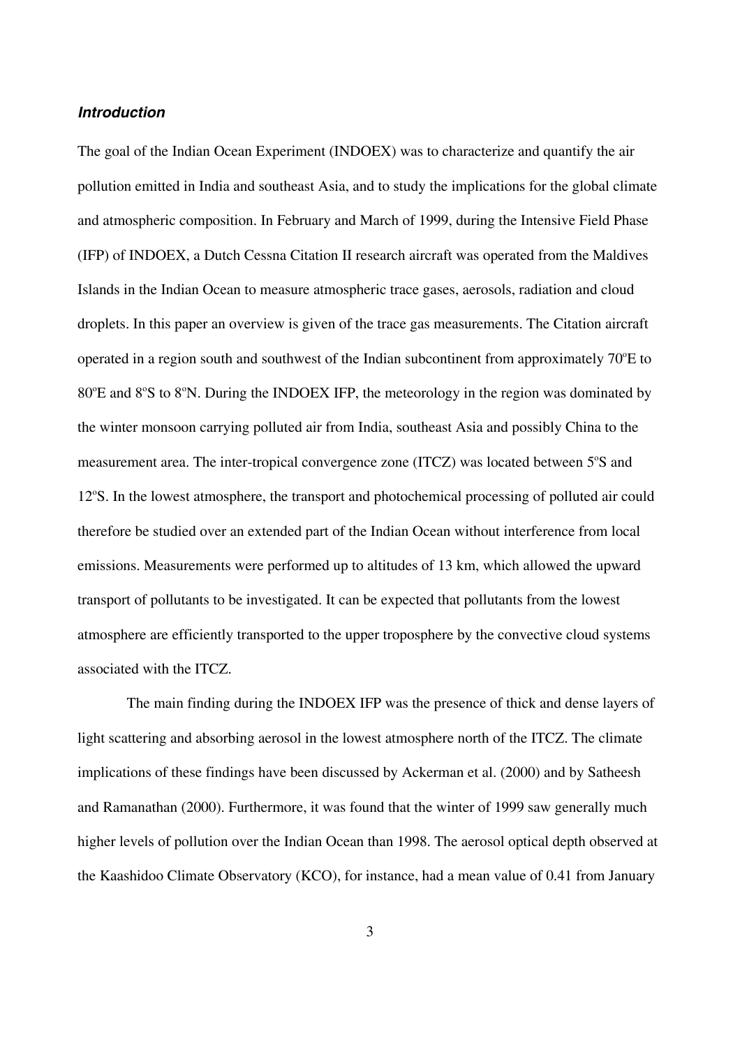### *Introduction*

The goal of the Indian Ocean Experiment (INDOEX) was to characterize and quantify the air pollution emitted in India and southeast Asia, and to study the implications for the global climate and atmospheric composition. In February and March of 1999, during the Intensive Field Phase (IFP) of INDOEX, a Dutch Cessna Citation II research aircraft was operated from the Maldives Islands in the Indian Ocean to measure atmospheric trace gases, aerosols, radiation and cloud droplets. In this paper an overview is given of the trace gas measurements. The Citation aircraft operated in a region south and southwest of the Indian subcontinent from approximately 70ºE to 80ºE and 8ºS to 8ºN. During the INDOEX IFP, the meteorology in the region was dominated by the winter monsoon carrying polluted air from India, southeast Asia and possibly China to the measurement area. The inter-tropical convergence zone (ITCZ) was located between 5ºS and 12ºS. In the lowest atmosphere, the transport and photochemical processing of polluted air could therefore be studied over an extended part of the Indian Ocean without interference from local emissions. Measurements were performed up to altitudes of 13 km, which allowed the upward transport of pollutants to be investigated. It can be expected that pollutants from the lowest atmosphere are efficiently transported to the upper troposphere by the convective cloud systems associated with the ITCZ.

The main finding during the INDOEX IFP was the presence of thick and dense layers of light scattering and absorbing aerosol in the lowest atmosphere north of the ITCZ. The climate implications of these findings have been discussed by Ackerman et al. (2000) and by Satheesh and Ramanathan (2000). Furthermore, it was found that the winter of 1999 saw generally much higher levels of pollution over the Indian Ocean than 1998. The aerosol optical depth observed at the Kaashidoo Climate Observatory (KCO), for instance, had a mean value of 0.41 from January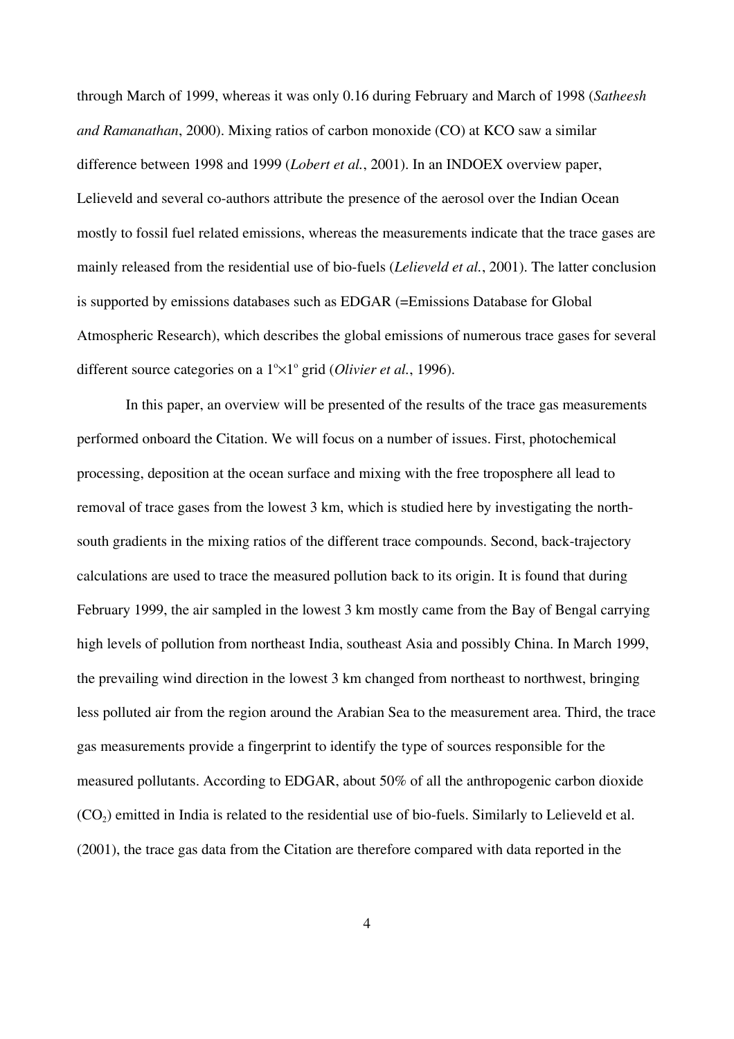through March of 1999, whereas it was only 0.16 during February and March of 1998 (*Satheesh and Ramanathan*, 2000). Mixing ratios of carbon monoxide (CO) at KCO saw a similar difference between 1998 and 1999 (*Lobert et al.*, 2001). In an INDOEX overview paper, Lelieveld and several co-authors attribute the presence of the aerosol over the Indian Ocean mostly to fossil fuel related emissions, whereas the measurements indicate that the trace gases are mainly released from the residential use of bio-fuels (*Lelieveld et al.*, 2001). The latter conclusion is supported by emissions databases such as EDGAR (=Emissions Database for Global Atmospheric Research), which describes the global emissions of numerous trace gases for several different source categories on a $1^{o}\times1^{o}$ grid (*Olivier et al.*, 1996).

In this paper, an overview will be presented of the results of the trace gas measurements performed onboard the Citation. We will focus on a number of issues. First, photochemical processing, deposition at the ocean surface and mixing with the free troposphere all lead to removal of trace gases from the lowest 3 km, which is studied here by investigating the north-south gradients in the mixing ratios of the different trace compounds. Second, back-trajectory calculations are used to trace the measured pollution back to its origin. It is found that during February 1999, the air sampled in the lowest 3 km mostly came from the Bay of Bengal carrying high levels of pollution from northeast India, southeast Asia and possibly China. In March 1999, the prevailing wind direction in the lowest 3 km changed from northeast to northwest, bringing less polluted air from the region around the Arabian Sea to the measurement area. Third, the trace gas measurements provide a fingerprint to identify the type of sources responsible for the measured pollutants. According to EDGAR, about 50% of all the anthropogenic carbon dioxide ($CO_2$) emitted in India is related to the residential use of bio-fuels. Similarly to Lelieveld et al. (2001), the trace gas data from the Citation are therefore compared with data reported in the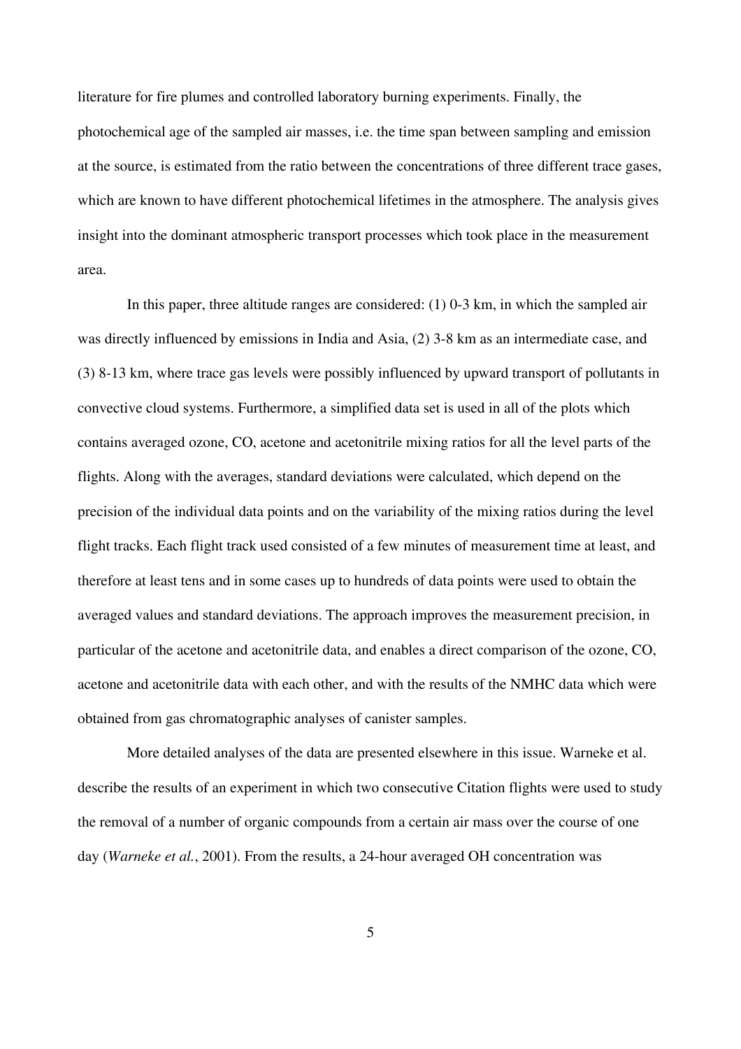literature for fire plumes and controlled laboratory burning experiments. Finally, the photochemical age of the sampled air masses, i.e. the time span between sampling and emission at the source, is estimated from the ratio between the concentrations of three different trace gases, which are known to have different photochemical lifetimes in the atmosphere. The analysis gives insight into the dominant atmospheric transport processes which took place in the measurement area.

In this paper, three altitude ranges are considered: (1) 0-3 km, in which the sampled air was directly influenced by emissions in India and Asia, (2) 3-8 km as an intermediate case, and (3) 8-13 km, where trace gas levels were possibly influenced by upward transport of pollutants in convective cloud systems. Furthermore, a simplified data set is used in all of the plots which contains averaged ozone, CO, acetone and acetonitrile mixing ratios for all the level parts of the flights. Along with the averages, standard deviations were calculated, which depend on the precision of the individual data points and on the variability of the mixing ratios during the level flight tracks. Each flight track used consisted of a few minutes of measurement time at least, and therefore at least tens and in some cases up to hundreds of data points were used to obtain the averaged values and standard deviations. The approach improves the measurement precision, in particular of the acetone and acetonitrile data, and enables a direct comparison of the ozone, CO, acetone and acetonitrile data with each other, and with the results of the NMHC data which were obtained from gas chromatographic analyses of canister samples.

More detailed analyses of the data are presented elsewhere in this issue. Warneke et al. describe the results of an experiment in which two consecutive Citation flights were used to study the removal of a number of organic compounds from a certain air mass over the course of one day (*Warneke et al.*, 2001). From the results, a 24-hour averaged OH concentration was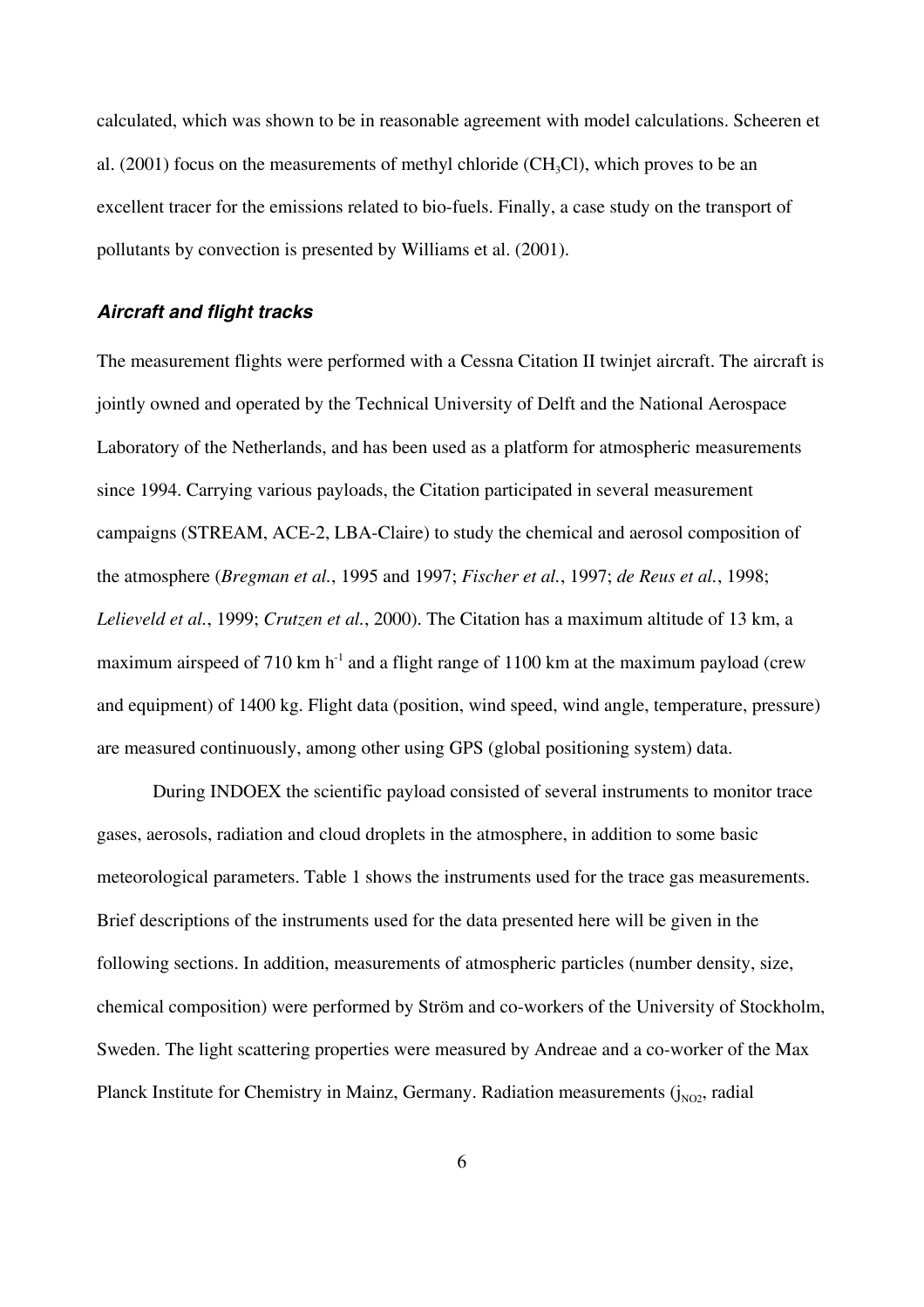calculated, which was shown to be in reasonable agreement with model calculations. Scheeren et al. (2001) focus on the measurements of methyl chloride ($CH_3Cl$), which proves to be an excellent tracer for the emissions related to bio-fuels. Finally, a case study on the transport of pollutants by convection is presented by Williams et al. (2001).

### ***Aircraft and flight tracks***

The measurement flights were performed with a Cessna Citation II twinjet aircraft. The aircraft is jointly owned and operated by the Technical University of Delft and the National Aerospace Laboratory of the Netherlands, and has been used as a platform for atmospheric measurements since 1994. Carrying various payloads, the Citation participated in several measurement campaigns (STREAM, ACE-2, LBA-Claire) to study the chemical and aerosol composition of the atmosphere (*Bregman et al.*, 1995 and 1997; *Fischer et al.*, 1997; *de Reus et al.*, 1998; *Lelieveld et al.*, 1999; *Crutzen et al.*, 2000). The Citation has a maximum altitude of 13 km, a maximum airspeed of 710 km $h^{-1}$ and a flight range of 1100 km at the maximum payload (crew and equipment) of 1400 kg. Flight data (position, wind speed, wind angle, temperature, pressure) are measured continuously, among other using GPS (global positioning system) data.

During INDOEX the scientific payload consisted of several instruments to monitor trace gases, aerosols, radiation and cloud droplets in the atmosphere, in addition to some basic meteorological parameters. Table 1 shows the instruments used for the trace gas measurements. Brief descriptions of the instruments used for the data presented here will be given in the following sections. In addition, measurements of atmospheric particles (number density, size, chemical composition) were performed by Ström and co-workers of the University of Stockholm, Sweden. The light scattering properties were measured by Andreae and a co-worker of the Max Planck Institute for Chemistry in Mainz, Germany. Radiation measurements ($j_{NO2}$, radial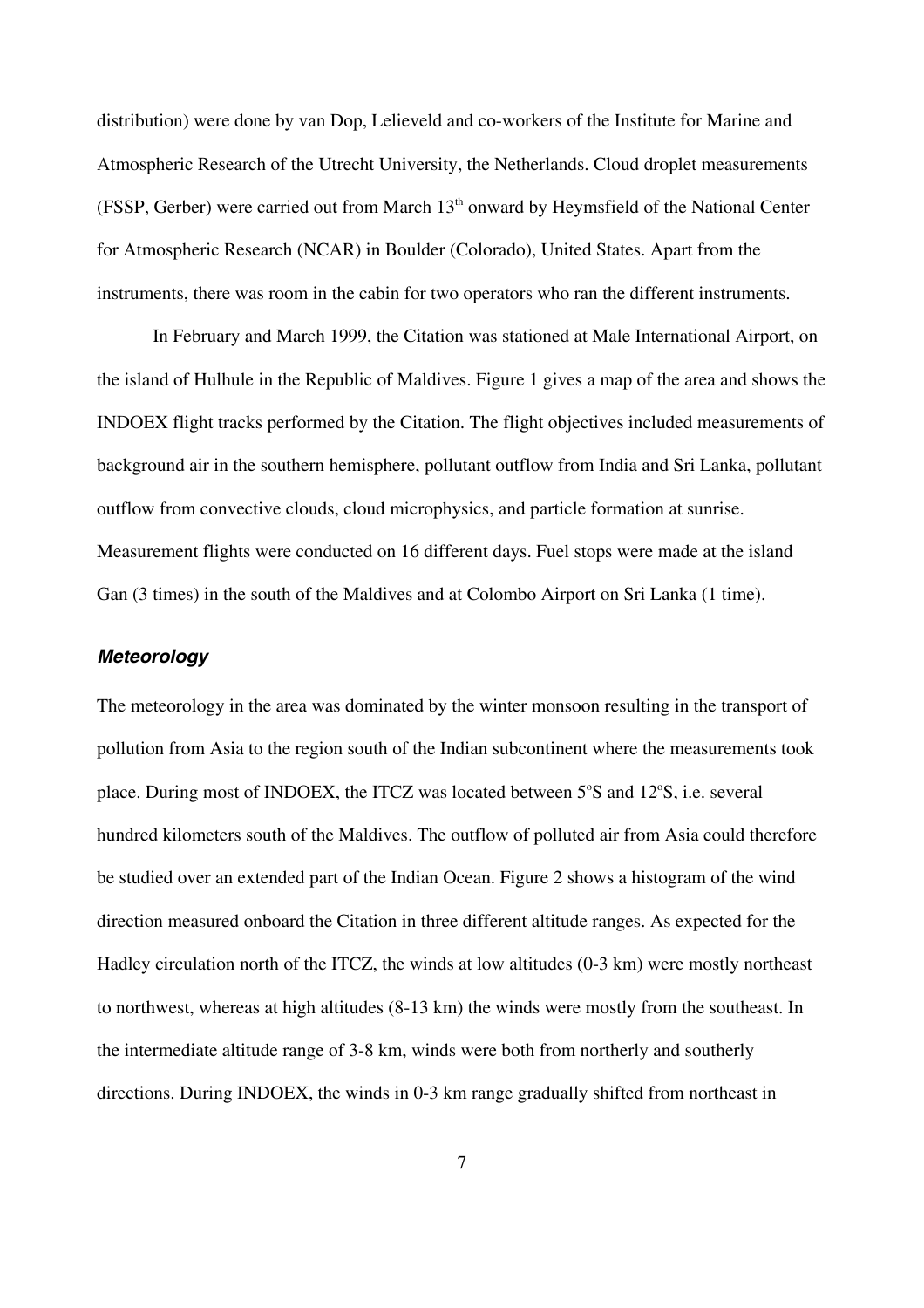distribution) were done by van Dop, Lelieveld and co-workers of the Institute for Marine and Atmospheric Research of the Utrecht University, the Netherlands. Cloud droplet measurements (FSSP, Gerber) were carried out from March $13^{th}$ onward by Heymsfield of the National Center for Atmospheric Research (NCAR) in Boulder (Colorado), United States. Apart from the instruments, there was room in the cabin for two operators who ran the different instruments.

In February and March 1999, the Citation was stationed at Male International Airport, on the island of Hulhule in the Republic of Maldives. Figure 1 gives a map of the area and shows the INDOEX flight tracks performed by the Citation. The flight objectives included measurements of background air in the southern hemisphere, pollutant outflow from India and Sri Lanka, pollutant outflow from convective clouds, cloud microphysics, and particle formation at sunrise. Measurement flights were conducted on 16 different days. Fuel stops were made at the island Gan (3 times) in the south of the Maldives and at Colombo Airport on Sri Lanka (1 time).

### *Meteorology*

The meteorology in the area was dominated by the winter monsoon resulting in the transport of pollution from Asia to the region south of the Indian subcontinent where the measurements took place. During most of INDOEX, the ITCZ was located between $5^{o}$S and $12^{o}$S, i.e. several hundred kilometers south of the Maldives. The outflow of polluted air from Asia could therefore be studied over an extended part of the Indian Ocean. Figure 2 shows a histogram of the wind direction measured onboard the Citation in three different altitude ranges. As expected for the Hadley circulation north of the ITCZ, the winds at low altitudes (0-3 km) were mostly northeast to northwest, whereas at high altitudes (8-13 km) the winds were mostly from the southeast. In the intermediate altitude range of 3-8 km, winds were both from northerly and southerly directions. During INDOEX, the winds in 0-3 km range gradually shifted from northeast in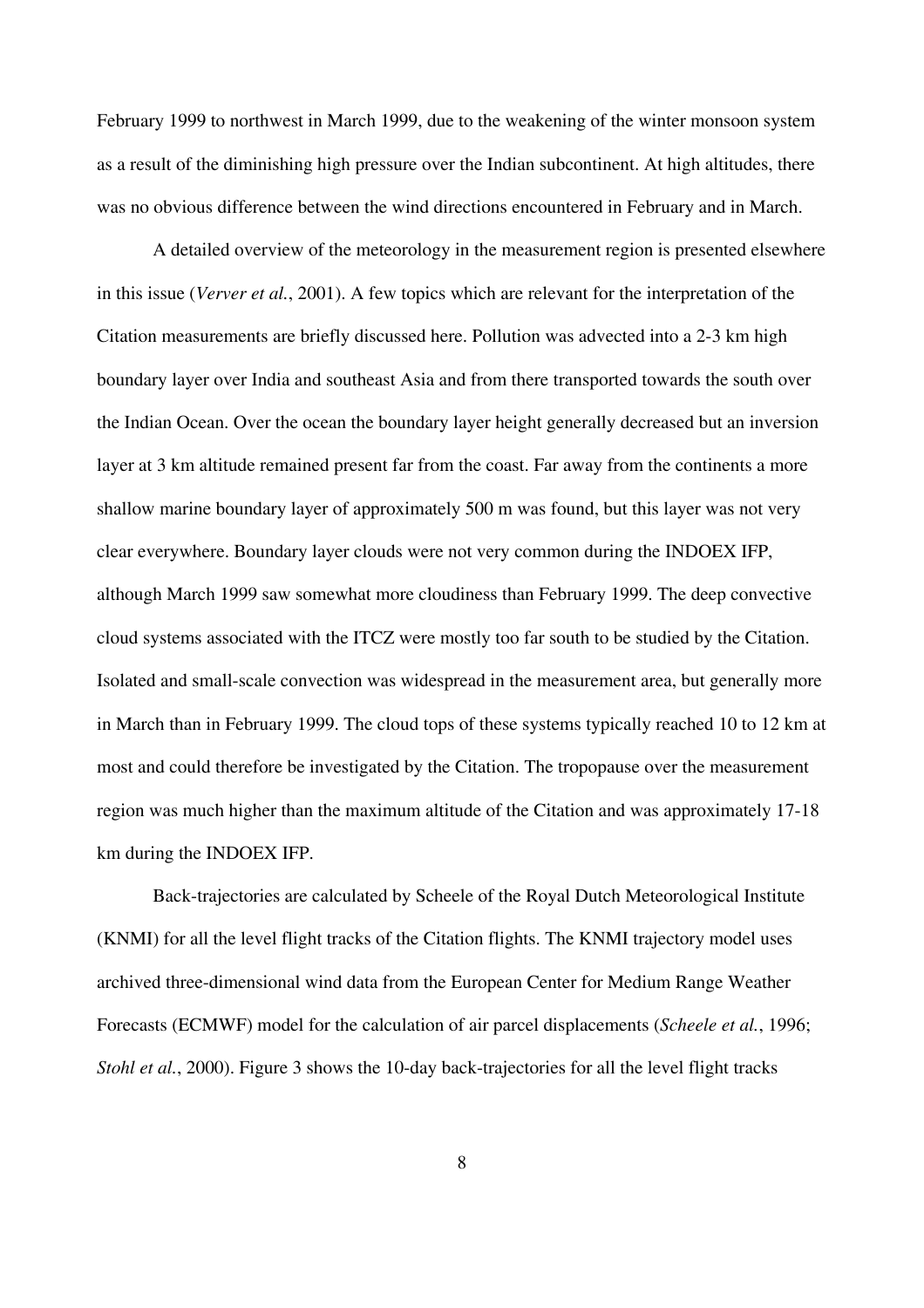February 1999 to northwest in March 1999, due to the weakening of the winter monsoon system as a result of the diminishing high pressure over the Indian subcontinent. At high altitudes, there was no obvious difference between the wind directions encountered in February and in March.

A detailed overview of the meteorology in the measurement region is presented elsewhere in this issue (*Verver et al.*, 2001). A few topics which are relevant for the interpretation of the Citation measurements are briefly discussed here. Pollution was advected into a 2-3 km high boundary layer over India and southeast Asia and from there transported towards the south over the Indian Ocean. Over the ocean the boundary layer height generally decreased but an inversion layer at 3 km altitude remained present far from the coast. Far away from the continents a more shallow marine boundary layer of approximately 500 m was found, but this layer was not very clear everywhere. Boundary layer clouds were not very common during the INDOEX IFP, although March 1999 saw somewhat more cloudiness than February 1999. The deep convective cloud systems associated with the ITCZ were mostly too far south to be studied by the Citation. Isolated and small-scale convection was widespread in the measurement area, but generally more in March than in February 1999. The cloud tops of these systems typically reached 10 to 12 km at most and could therefore be investigated by the Citation. The tropopause over the measurement region was much higher than the maximum altitude of the Citation and was approximately 17-18 km during the INDOEX IFP.

Back-trajectories are calculated by Scheele of the Royal Dutch Meteorological Institute (KNMI) for all the level flight tracks of the Citation flights. The KNMI trajectory model uses archived three-dimensional wind data from the European Center for Medium Range Weather Forecasts (ECMWF) model for the calculation of air parcel displacements (*Scheele et al.*, 1996; *Stohl et al.*, 2000). Figure 3 shows the 10-day back-trajectories for all the level flight tracks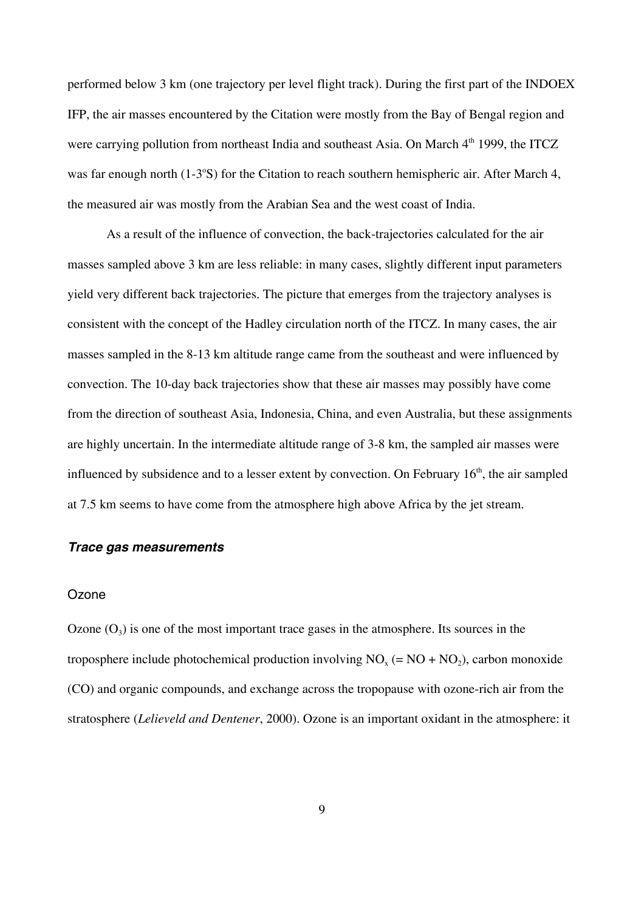performed below 3 km (one trajectory per level flight track). During the first part of the INDOEX IFP, the air masses encountered by the Citation were mostly from the Bay of Bengal region and were carrying pollution from northeast India and southeast Asia. On March 4th 1999, the ITCZ was far enough north (1-3°S) for the Citation to reach southern hemispheric air. After March 4, the measured air was mostly from the Arabian Sea and the west coast of India.

As a result of the influence of convection, the back-trajectories calculated for the air masses sampled above 3 km are less reliable: in many cases, slightly different input parameters yield very different back trajectories. The picture that emerges from the trajectory analyses is consistent with the concept of the Hadley circulation north of the ITCZ. In many cases, the air masses sampled in the 8-13 km altitude range came from the southeast and were influenced by convection. The 10-day back trajectories show that these air masses may possibly have come from the direction of southeast Asia, Indonesia, China, and even Australia, but these assignments are highly uncertain. In the intermediate altitude range of 3-8 km, the sampled air masses were influenced by subsidence and to a lesser extent by convection. On February 16th, the air sampled at 7.5 km seems to have come from the atmosphere high above Africa by the jet stream.

### ***Trace gas measurements***

#### Ozone

Ozone ($O_3$) is one of the most important trace gases in the atmosphere. Its sources in the troposphere include photochemical production involving $NO_x$ (= NO + $NO_2$), carbon monoxide (CO) and organic compounds, and exchange across the tropopause with ozone-rich air from the stratosphere (*Lelieveld and Dentener*, 2000). Ozone is an important oxidant in the atmosphere: it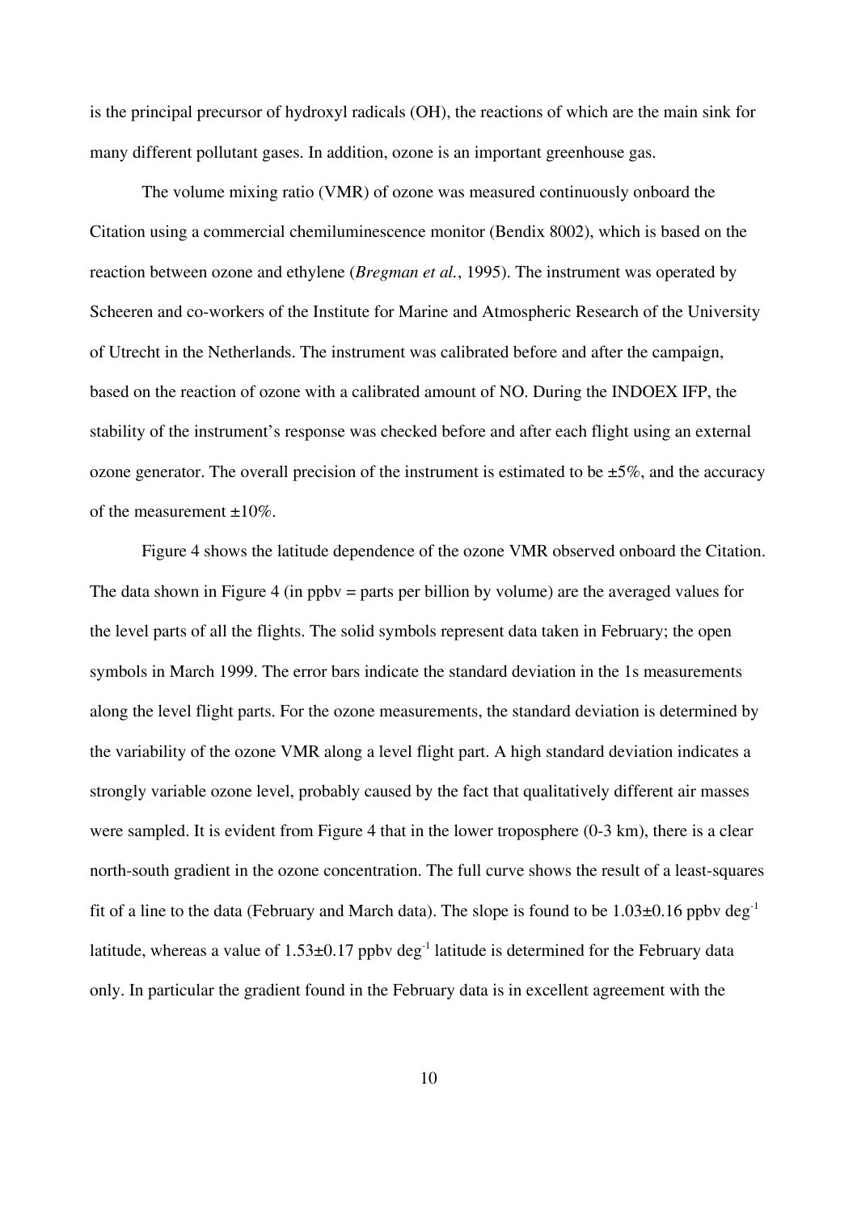is the principal precursor of hydroxyl radicals (OH), the reactions of which are the main sink for many different pollutant gases. In addition, ozone is an important greenhouse gas.

The volume mixing ratio (VMR) of ozone was measured continuously onboard the Citation using a commercial chemiluminescence monitor (Bendix 8002), which is based on the reaction between ozone and ethylene (*Bregman et al.*, 1995). The instrument was operated by Scheeren and co-workers of the Institute for Marine and Atmospheric Research of the University of Utrecht in the Netherlands. The instrument was calibrated before and after the campaign, based on the reaction of ozone with a calibrated amount of NO. During the INDOEX IFP, the stability of the instrument's response was checked before and after each flight using an external ozone generator. The overall precision of the instrument is estimated to be ±5%, and the accuracy of the measurement ±10%.

Figure 4 shows the latitude dependence of the ozone VMR observed onboard the Citation. The data shown in Figure 4 (in ppbv = parts per billion by volume) are the averaged values for the level parts of all the flights. The solid symbols represent data taken in February; the open symbols in March 1999. The error bars indicate the standard deviation in the 1s measurements along the level flight parts. For the ozone measurements, the standard deviation is determined by the variability of the ozone VMR along a level flight part. A high standard deviation indicates a strongly variable ozone level, probably caused by the fact that qualitatively different air masses were sampled. It is evident from Figure 4 that in the lower troposphere (0-3 km), there is a clear north-south gradient in the ozone concentration. The full curve shows the result of a least-squares fit of a line to the data (February and March data). The slope is found to be $1.03 \pm 0.16$ ppbv $\text{deg}^{-1}$ latitude, whereas a value of $1.53 \pm 0.17$ ppbv $\text{deg}^{-1}$ latitude is determined for the February data only. In particular the gradient found in the February data is in excellent agreement with the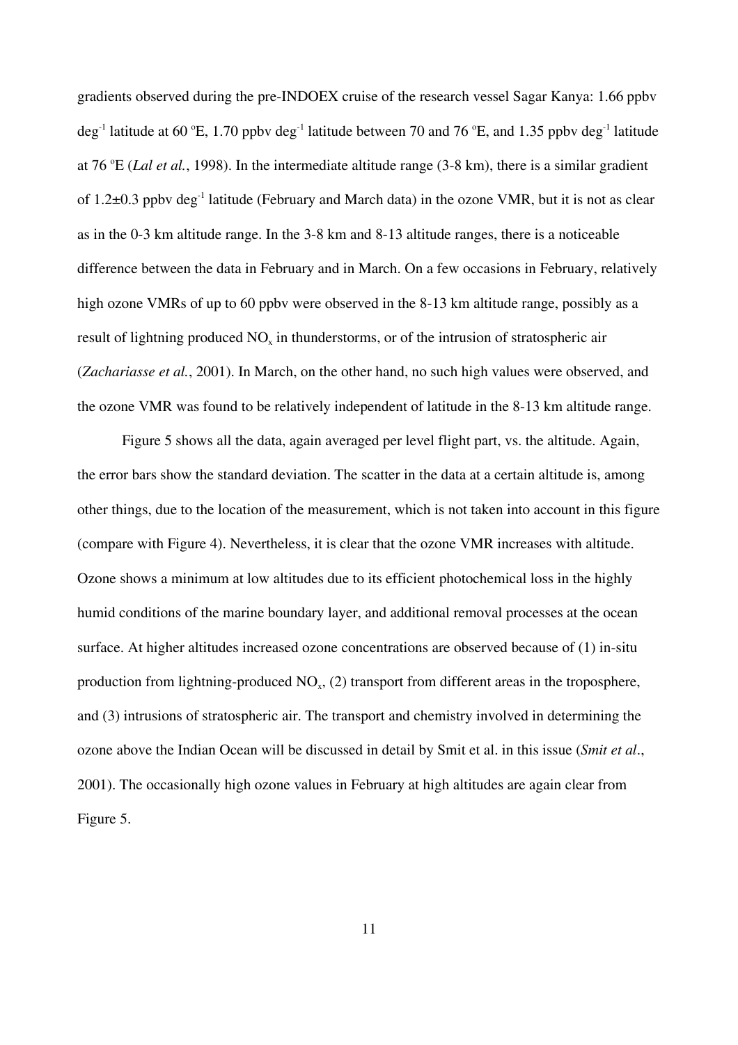gradients observed during the pre-INDOEX cruise of the research vessel Sagar Kanya: 1.66 ppbv $deg^{-1}$ latitude at 60 °E, 1.70 ppbv $deg^{-1}$ latitude between 70 and 76 °E, and 1.35 ppbv $deg^{-1}$ latitude at 76 °E (*Lal et al.*, 1998). In the intermediate altitude range (3-8 km), there is a similar gradient of 1.2±0.3 ppbv $deg^{-1}$ latitude (February and March data) in the ozone VMR, but it is not as clear as in the 0-3 km altitude range. In the 3-8 km and 8-13 altitude ranges, there is a noticeable difference between the data in February and in March. On a few occasions in February, relatively high ozone VMRs of up to 60 ppbv were observed in the 8-13 km altitude range, possibly as a result of lightning produced $NO_x$ in thunderstorms, or of the intrusion of stratospheric air (*Zachariasse et al.*, 2001). In March, on the other hand, no such high values were observed, and the ozone VMR was found to be relatively independent of latitude in the 8-13 km altitude range.

Figure 5 shows all the data, again averaged per level flight part, vs. the altitude. Again, the error bars show the standard deviation. The scatter in the data at a certain altitude is, among other things, due to the location of the measurement, which is not taken into account in this figure (compare with Figure 4). Nevertheless, it is clear that the ozone VMR increases with altitude. Ozone shows a minimum at low altitudes due to its efficient photochemical loss in the highly humid conditions of the marine boundary layer, and additional removal processes at the ocean surface. At higher altitudes increased ozone concentrations are observed because of (1) in-situ production from lightning-produced $NO_x$, (2) transport from different areas in the troposphere, and (3) intrusions of stratospheric air. The transport and chemistry involved in determining the ozone above the Indian Ocean will be discussed in detail by Smit et al. in this issue (*Smit et al*., 2001). The occasionally high ozone values in February at high altitudes are again clear from Figure 5.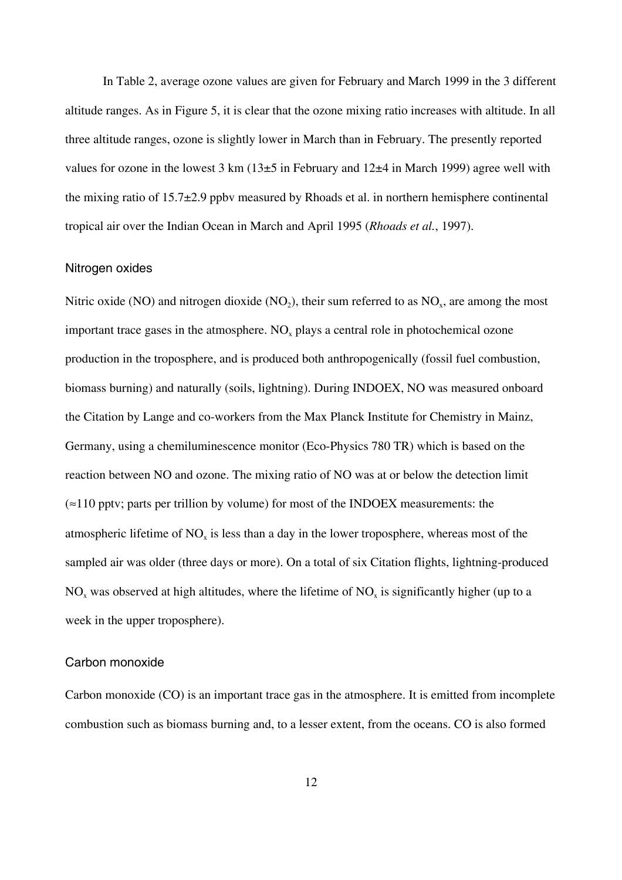In Table 2, average ozone values are given for February and March 1999 in the 3 different altitude ranges. As in Figure 5, it is clear that the ozone mixing ratio increases with altitude. In all three altitude ranges, ozone is slightly lower in March than in February. The presently reported values for ozone in the lowest 3 km (13±5 in February and 12±4 in March 1999) agree well with the mixing ratio of 15.7±2.9 ppbv measured by Rhoads et al. in northern hemisphere continental tropical air over the Indian Ocean in March and April 1995 (*Rhoads et al.*, 1997).

### Nitrogen oxides

Nitric oxide (NO) and nitrogen dioxide ($NO_2$), their sum referred to as $NO_x$, are among the most important trace gases in the atmosphere. $NO_x$ plays a central role in photochemical ozone production in the troposphere, and is produced both anthropogenically (fossil fuel combustion, biomass burning) and naturally (soils, lightning). During INDOEX, NO was measured onboard the Citation by Lange and co-workers from the Max Planck Institute for Chemistry in Mainz, Germany, using a chemiluminescence monitor (Eco-Physics 780 TR) which is based on the reaction between NO and ozone. The mixing ratio of NO was at or below the detection limit (≈110 pptv; parts per trillion by volume) for most of the INDOEX measurements: the atmospheric lifetime of $NO_x$ is less than a day in the lower troposphere, whereas most of the sampled air was older (three days or more). On a total of six Citation flights, lightning-produced $NO_x$ was observed at high altitudes, where the lifetime of $NO_x$ is significantly higher (up to a week in the upper troposphere).

### Carbon monoxide

Carbon monoxide (CO) is an important trace gas in the atmosphere. It is emitted from incomplete combustion such as biomass burning and, to a lesser extent, from the oceans. CO is also formed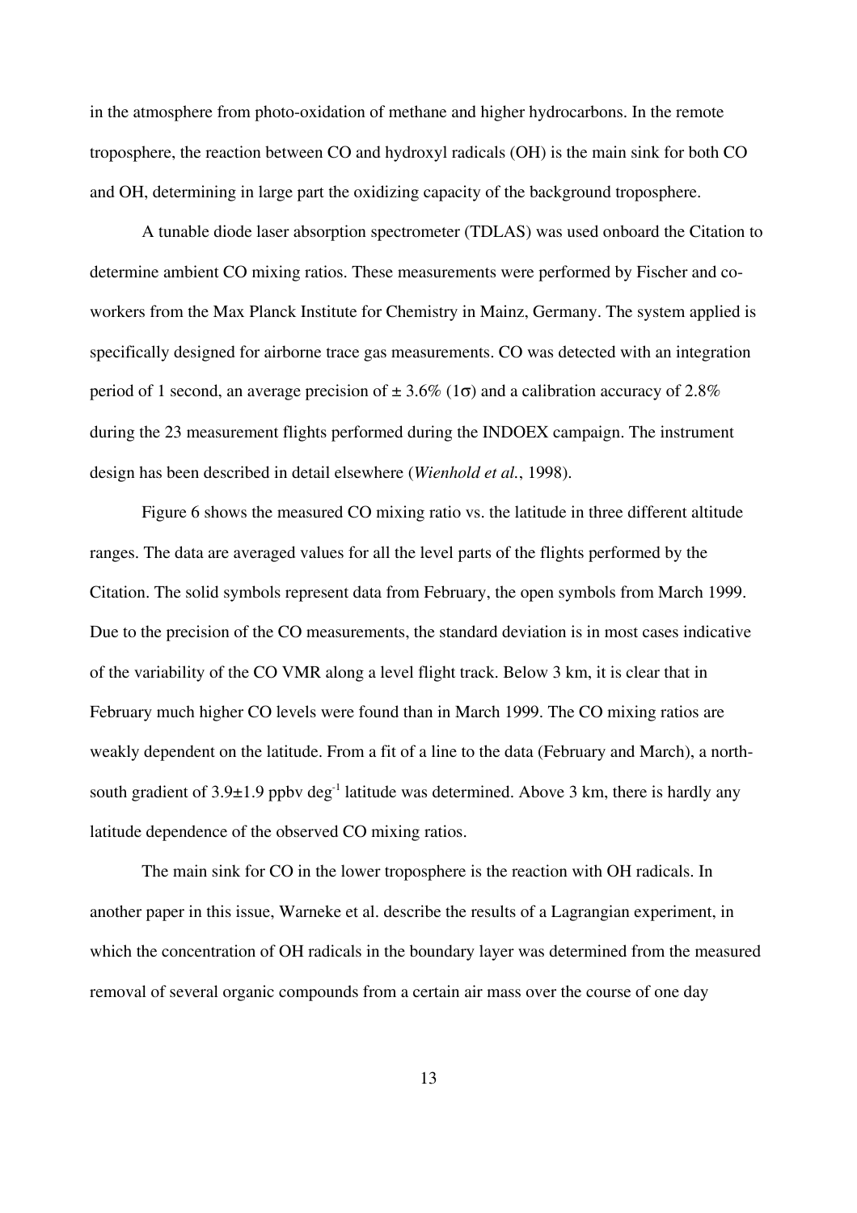in the atmosphere from photo-oxidation of methane and higher hydrocarbons. In the remote troposphere, the reaction between CO and hydroxyl radicals (OH) is the main sink for both CO and OH, determining in large part the oxidizing capacity of the background troposphere.

A tunable diode laser absorption spectrometer (TDLAS) was used onboard the Citation to determine ambient CO mixing ratios. These measurements were performed by Fischer and co-workers from the Max Planck Institute for Chemistry in Mainz, Germany. The system applied is specifically designed for airborne trace gas measurements. CO was detected with an integration period of 1 second, an average precision of $\pm$ 3.6% ($1\sigma$) and a calibration accuracy of 2.8% during the 23 measurement flights performed during the INDOEX campaign. The instrument design has been described in detail elsewhere (*Wienhold et al.*, 1998).

Figure 6 shows the measured CO mixing ratio vs. the latitude in three different altitude ranges. The data are averaged values for all the level parts of the flights performed by the Citation. The solid symbols represent data from February, the open symbols from March 1999. Due to the precision of the CO measurements, the standard deviation is in most cases indicative of the variability of the CO VMR along a level flight track. Below 3 km, it is clear that in February much higher CO levels were found than in March 1999. The CO mixing ratios are weakly dependent on the latitude. From a fit of a line to the data (February and March), a north-south gradient of $3.9\pm1.9$ ppbv deg$^{-1}$ latitude was determined. Above 3 km, there is hardly any latitude dependence of the observed CO mixing ratios.

The main sink for CO in the lower troposphere is the reaction with OH radicals. In another paper in this issue, Warneke et al. describe the results of a Lagrangian experiment, in which the concentration of OH radicals in the boundary layer was determined from the measured removal of several organic compounds from a certain air mass over the course of one day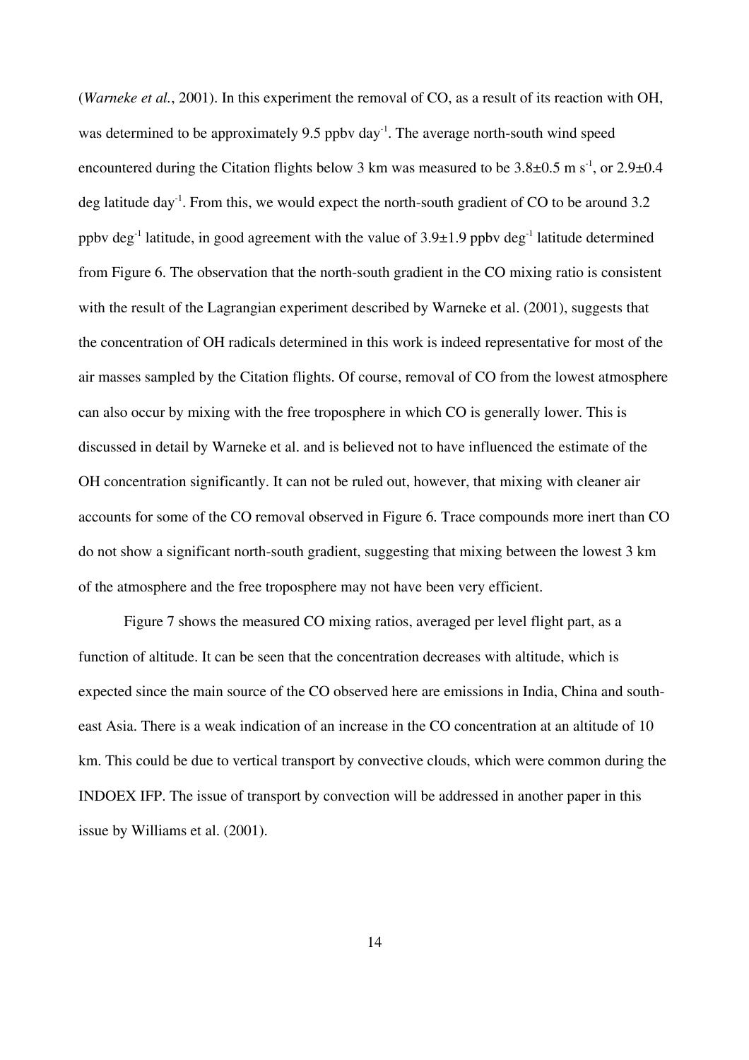(*Warneke et al.*, 2001). In this experiment the removal of CO, as a result of its reaction with OH, was determined to be approximately 9.5 ppbv day$^{-1}$. The average north-south wind speed encountered during the Citation flights below 3 km was measured to be 3.8±0.5 m s$^{-1}$, or 2.9±0.4 deg latitude day$^{-1}$. From this, we would expect the north-south gradient of CO to be around 3.2 ppbv deg$^{-1}$ latitude, in good agreement with the value of 3.9±1.9 ppbv deg$^{-1}$ latitude determined from Figure 6. The observation that the north-south gradient in the CO mixing ratio is consistent with the result of the Lagrangian experiment described by Warneke et al. (2001), suggests that the concentration of OH radicals determined in this work is indeed representative for most of the air masses sampled by the Citation flights. Of course, removal of CO from the lowest atmosphere can also occur by mixing with the free troposphere in which CO is generally lower. This is discussed in detail by Warneke et al. and is believed not to have influenced the estimate of the OH concentration significantly. It can not be ruled out, however, that mixing with cleaner air accounts for some of the CO removal observed in Figure 6. Trace compounds more inert than CO do not show a significant north-south gradient, suggesting that mixing between the lowest 3 km of the atmosphere and the free troposphere may not have been very efficient.

Figure 7 shows the measured CO mixing ratios, averaged per level flight part, as a function of altitude. It can be seen that the concentration decreases with altitude, which is expected since the main source of the CO observed here are emissions in India, China and south-east Asia. There is a weak indication of an increase in the CO concentration at an altitude of 10 km. This could be due to vertical transport by convective clouds, which were common during the INDOEX IFP. The issue of transport by convection will be addressed in another paper in this issue by Williams et al. (2001).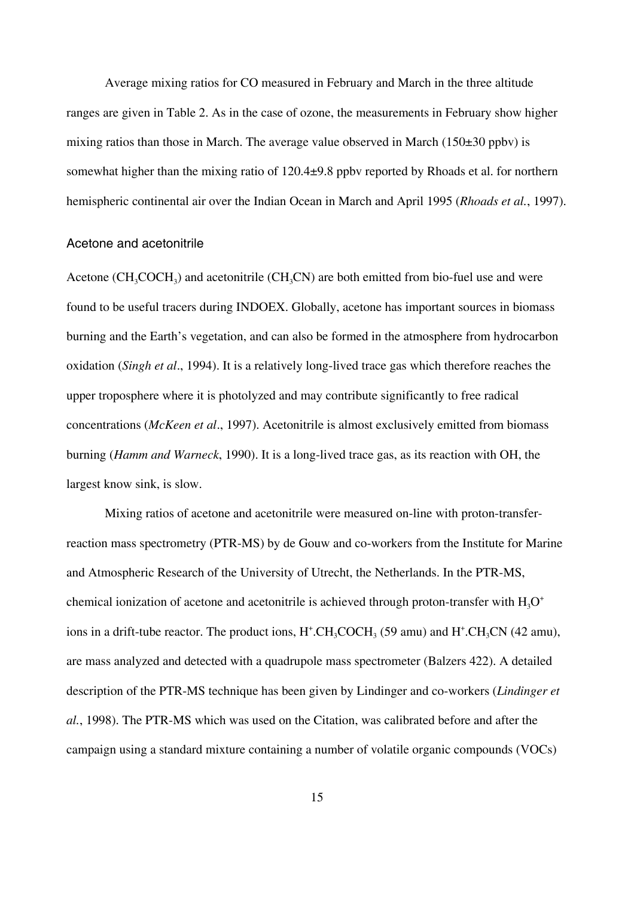Average mixing ratios for CO measured in February and March in the three altitude ranges are given in Table 2. As in the case of ozone, the measurements in February show higher mixing ratios than those in March. The average value observed in March (150±30 ppbv) is somewhat higher than the mixing ratio of 120.4±9.8 ppbv reported by Rhoads et al. for northern hemispheric continental air over the Indian Ocean in March and April 1995 (*Rhoads et al.*, 1997).

### Acetone and acetonitrile

Acetone ($CH_3COCH_3$) and acetonitrile ($CH_3CN$) are both emitted from bio-fuel use and were found to be useful tracers during INDOEX. Globally, acetone has important sources in biomass burning and the Earth's vegetation, and can also be formed in the atmosphere from hydrocarbon oxidation (*Singh et al*., 1994). It is a relatively long-lived trace gas which therefore reaches the upper troposphere where it is photolyzed and may contribute significantly to free radical concentrations (*McKeen et al*., 1997). Acetonitrile is almost exclusively emitted from biomass burning (*Hamm and Warneck*, 1990). It is a long-lived trace gas, as its reaction with OH, the largest know sink, is slow.

Mixing ratios of acetone and acetonitrile were measured on-line with proton-transfer-reaction mass spectrometry (PTR-MS) by de Gouw and co-workers from the Institute for Marine and Atmospheric Research of the University of Utrecht, the Netherlands. In the PTR-MS, chemical ionization of acetone and acetonitrile is achieved through proton-transfer with $H_3O^+$ ions in a drift-tube reactor. The product ions, $H^+.CH_3COCH_3$ (59 amu) and $H^+.CH_3CN$ (42 amu), are mass analyzed and detected with a quadrupole mass spectrometer (Balzers 422). A detailed description of the PTR-MS technique has been given by Lindinger and co-workers (*Lindinger et al.*, 1998). The PTR-MS which was used on the Citation, was calibrated before and after the campaign using a standard mixture containing a number of volatile organic compounds (VOCs)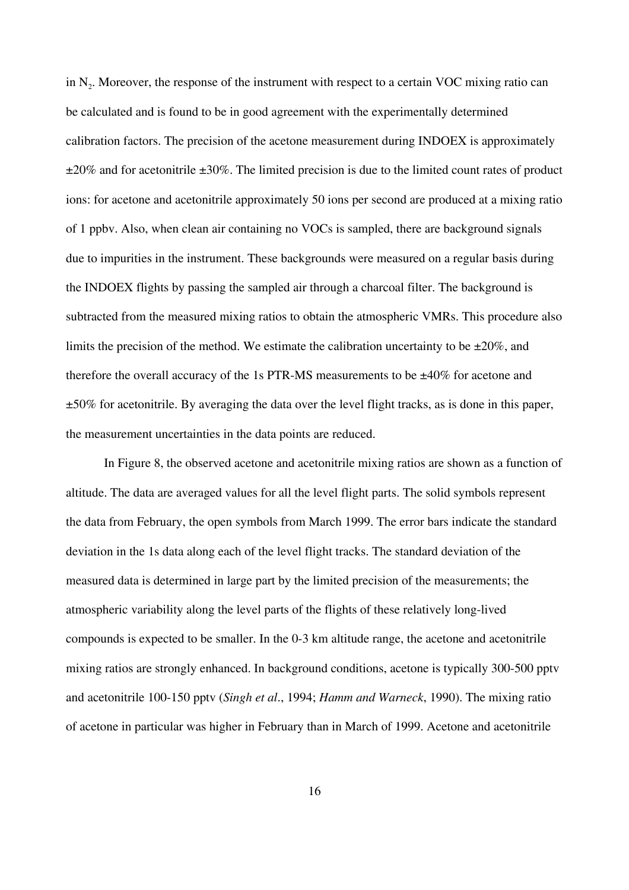in $N_2$. Moreover, the response of the instrument with respect to a certain VOC mixing ratio can be calculated and is found to be in good agreement with the experimentally determined calibration factors. The precision of the acetone measurement during INDOEX is approximately ±20% and for acetonitrile ±30%. The limited precision is due to the limited count rates of product ions: for acetone and acetonitrile approximately 50 ions per second are produced at a mixing ratio of 1 ppbv. Also, when clean air containing no VOCs is sampled, there are background signals due to impurities in the instrument. These backgrounds were measured on a regular basis during the INDOEX flights by passing the sampled air through a charcoal filter. The background is subtracted from the measured mixing ratios to obtain the atmospheric VMRs. This procedure also limits the precision of the method. We estimate the calibration uncertainty to be ±20%, and therefore the overall accuracy of the 1s PTR-MS measurements to be ±40% for acetone and ±50% for acetonitrile. By averaging the data over the level flight tracks, as is done in this paper, the measurement uncertainties in the data points are reduced.

In Figure 8, the observed acetone and acetonitrile mixing ratios are shown as a function of altitude. The data are averaged values for all the level flight parts. The solid symbols represent the data from February, the open symbols from March 1999. The error bars indicate the standard deviation in the 1s data along each of the level flight tracks. The standard deviation of the measured data is determined in large part by the limited precision of the measurements; the atmospheric variability along the level parts of the flights of these relatively long-lived compounds is expected to be smaller. In the 0-3 km altitude range, the acetone and acetonitrile mixing ratios are strongly enhanced. In background conditions, acetone is typically 300-500 pptv and acetonitrile 100-150 pptv (*Singh et al*., 1994; *Hamm and Warneck*, 1990). The mixing ratio of acetone in particular was higher in February than in March of 1999. Acetone and acetonitrile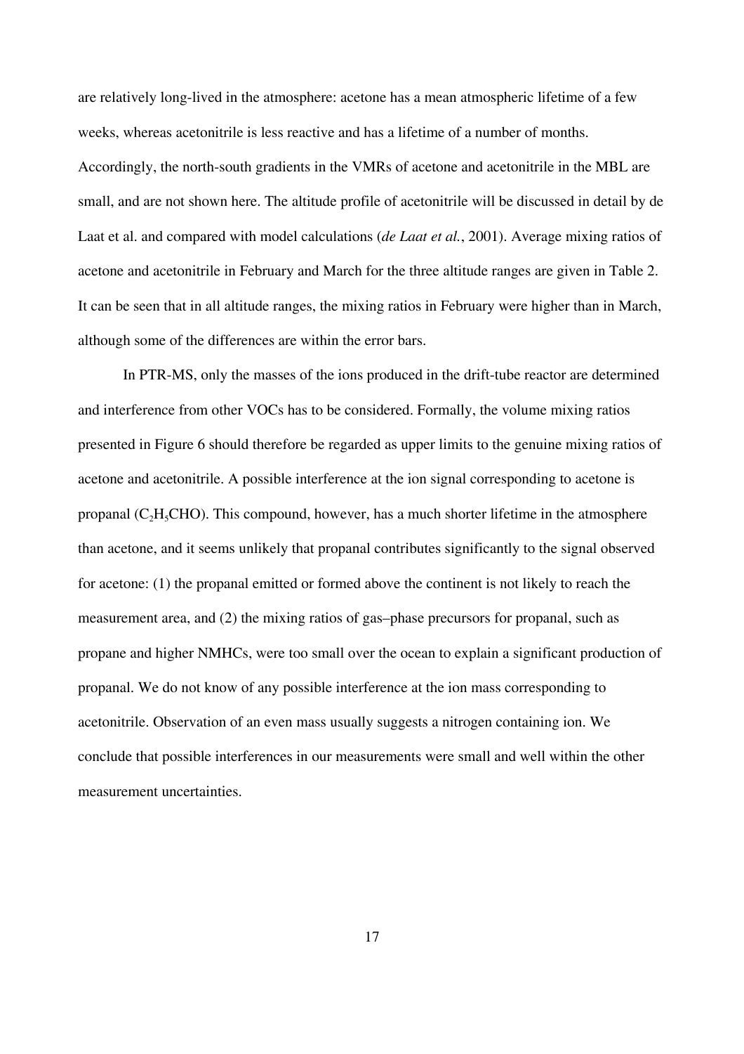are relatively long-lived in the atmosphere: acetone has a mean atmospheric lifetime of a few weeks, whereas acetonitrile is less reactive and has a lifetime of a number of months. Accordingly, the north-south gradients in the VMRs of acetone and acetonitrile in the MBL are small, and are not shown here. The altitude profile of acetonitrile will be discussed in detail by de Laat et al. and compared with model calculations (*de Laat et al.*, 2001). Average mixing ratios of acetone and acetonitrile in February and March for the three altitude ranges are given in Table 2. It can be seen that in all altitude ranges, the mixing ratios in February were higher than in March, although some of the differences are within the error bars.

In PTR-MS, only the masses of the ions produced in the drift-tube reactor are determined and interference from other VOCs has to be considered. Formally, the volume mixing ratios presented in Figure 6 should therefore be regarded as upper limits to the genuine mixing ratios of acetone and acetonitrile. A possible interference at the ion signal corresponding to acetone is propanal ($C_2H_5CHO$). This compound, however, has a much shorter lifetime in the atmosphere than acetone, and it seems unlikely that propanal contributes significantly to the signal observed for acetone: (1) the propanal emitted or formed above the continent is not likely to reach the measurement area, and (2) the mixing ratios of gas–phase precursors for propanal, such as propane and higher NMHCs, were too small over the ocean to explain a significant production of propanal. We do not know of any possible interference at the ion mass corresponding to acetonitrile. Observation of an even mass usually suggests a nitrogen containing ion. We conclude that possible interferences in our measurements were small and well within the other measurement uncertainties.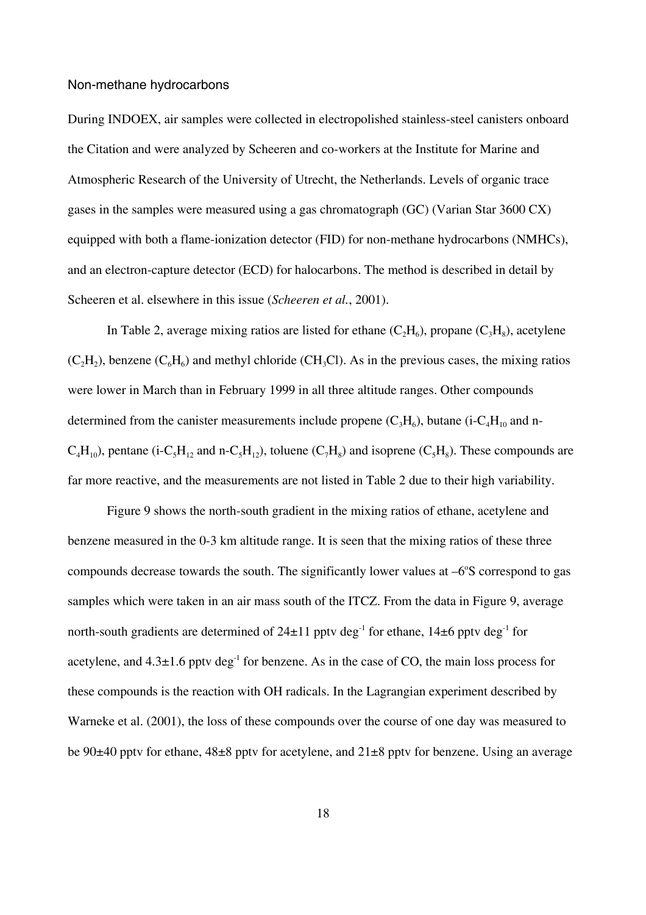### Non-methane hydrocarbons

During INDOEX, air samples were collected in electropolished stainless-steel canisters onboard the Citation and were analyzed by Scheeren and co-workers at the Institute for Marine and Atmospheric Research of the University of Utrecht, the Netherlands. Levels of organic trace gases in the samples were measured using a gas chromatograph (GC) (Varian Star 3600 CX) equipped with both a flame-ionization detector (FID) for non-methane hydrocarbons (NMHCs), and an electron-capture detector (ECD) for halocarbons. The method is described in detail by Scheeren et al. elsewhere in this issue (*Scheeren et al.*, 2001).

In Table 2, average mixing ratios are listed for ethane ($C_2H_6$), propane ($C_3H_8$), acetylene ($C_2H_2$), benzene ($C_6H_6$) and methyl chloride ($CH_3Cl$). As in the previous cases, the mixing ratios were lower in March than in February 1999 in all three altitude ranges. Other compounds determined from the canister measurements include propene ($C_3H_6$), butane (i-$C_4H_{10}$ and n-$C_4H_{10}$), pentane (i-$C_5H_{12}$ and n-$C_5H_{12}$), toluene ($C_7H_8$) and isoprene ($C_5H_8$). These compounds are far more reactive, and the measurements are not listed in Table 2 due to their high variability.

Figure 9 shows the north-south gradient in the mixing ratios of ethane, acetylene and benzene measured in the 0-3 km altitude range. It is seen that the mixing ratios of these three compounds decrease towards the south. The significantly lower values at –6°S correspond to gas samples which were taken in an air mass south of the ITCZ. From the data in Figure 9, average north-south gradients are determined of 24±11 pptv $deg^{-1}$ for ethane, 14±6 pptv $deg^{-1}$ for acetylene, and 4.3±1.6 pptv $deg^{-1}$ for benzene. As in the case of CO, the main loss process for these compounds is the reaction with OH radicals. In the Lagrangian experiment described by Warneke et al. (2001), the loss of these compounds over the course of one day was measured to be 90±40 pptv for ethane, 48±8 pptv for acetylene, and 21±8 pptv for benzene. Using an average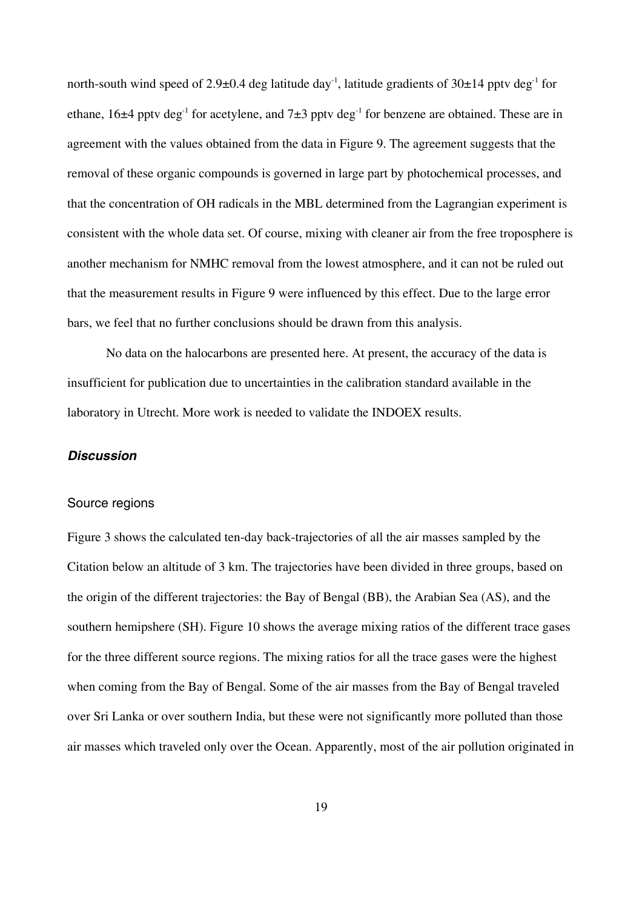north-south wind speed of $2.9 \pm 0.4$ deg latitude day$^{-1}$, latitude gradients of $30 \pm 14$ pptv deg$^{-1}$ for ethane, $16 \pm 4$ pptv deg$^{-1}$ for acetylene, and $7 \pm 3$ pptv deg$^{-1}$ for benzene are obtained. These are in agreement with the values obtained from the data in Figure 9. The agreement suggests that the removal of these organic compounds is governed in large part by photochemical processes, and that the concentration of OH radicals in the MBL determined from the Lagrangian experiment is consistent with the whole data set. Of course, mixing with cleaner air from the free troposphere is another mechanism for NMHC removal from the lowest atmosphere, and it can not be ruled out that the measurement results in Figure 9 were influenced by this effect. Due to the large error bars, we feel that no further conclusions should be drawn from this analysis.

No data on the halocarbons are presented here. At present, the accuracy of the data is insufficient for publication due to uncertainties in the calibration standard available in the laboratory in Utrecht. More work is needed to validate the INDOEX results.

## *Discussion*

### Source regions

Figure 3 shows the calculated ten-day back-trajectories of all the air masses sampled by the Citation below an altitude of 3 km. The trajectories have been divided in three groups, based on the origin of the different trajectories: the Bay of Bengal (BB), the Arabian Sea (AS), and the southern hemipshere (SH). Figure 10 shows the average mixing ratios of the different trace gases for the three different source regions. The mixing ratios for all the trace gases were the highest when coming from the Bay of Bengal. Some of the air masses from the Bay of Bengal traveled over Sri Lanka or over southern India, but these were not significantly more polluted than those air masses which traveled only over the Ocean. Apparently, most of the air pollution originated in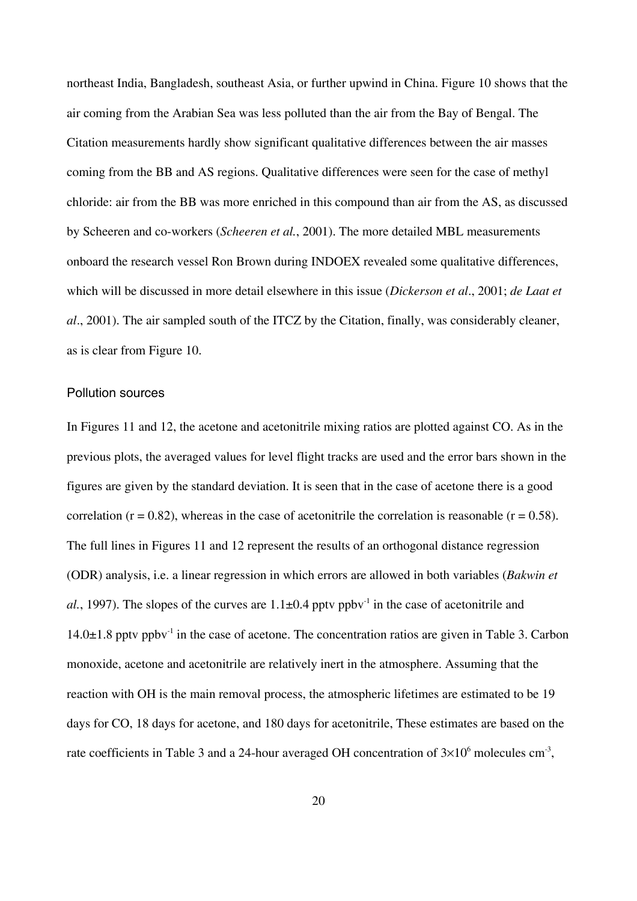northeast India, Bangladesh, southeast Asia, or further upwind in China. Figure 10 shows that the air coming from the Arabian Sea was less polluted than the air from the Bay of Bengal. The Citation measurements hardly show significant qualitative differences between the air masses coming from the BB and AS regions. Qualitative differences were seen for the case of methyl chloride: air from the BB was more enriched in this compound than air from the AS, as discussed by Scheeren and co-workers (*Scheeren et al.*, 2001). The more detailed MBL measurements onboard the research vessel Ron Brown during INDOEX revealed some qualitative differences, which will be discussed in more detail elsewhere in this issue (*Dickerson et al*., 2001; *de Laat et al*., 2001). The air sampled south of the ITCZ by the Citation, finally, was considerably cleaner, as is clear from Figure 10.

### Pollution sources

In Figures 11 and 12, the acetone and acetonitrile mixing ratios are plotted against CO. As in the previous plots, the averaged values for level flight tracks are used and the error bars shown in the figures are given by the standard deviation. It is seen that in the case of acetone there is a good correlation ($r = 0.82$), whereas in the case of acetonitrile the correlation is reasonable ($r = 0.58$). The full lines in Figures 11 and 12 represent the results of an orthogonal distance regression (ODR) analysis, i.e. a linear regression in which errors are allowed in both variables (*Bakwin et al.*, 1997). The slopes of the curves are $1.1\pm0.4$ pptv ppbv$^{-1}$ in the case of acetonitrile and $14.0\pm1.8$ pptv ppbv$^{-1}$ in the case of acetone. The concentration ratios are given in Table 3. Carbon monoxide, acetone and acetonitrile are relatively inert in the atmosphere. Assuming that the reaction with OH is the main removal process, the atmospheric lifetimes are estimated to be 19 days for CO, 18 days for acetone, and 180 days for acetonitrile, These estimates are based on the rate coefficients in Table 3 and a 24-hour averaged OH concentration of $3\times10^{6}$ molecules cm$^{-3}$,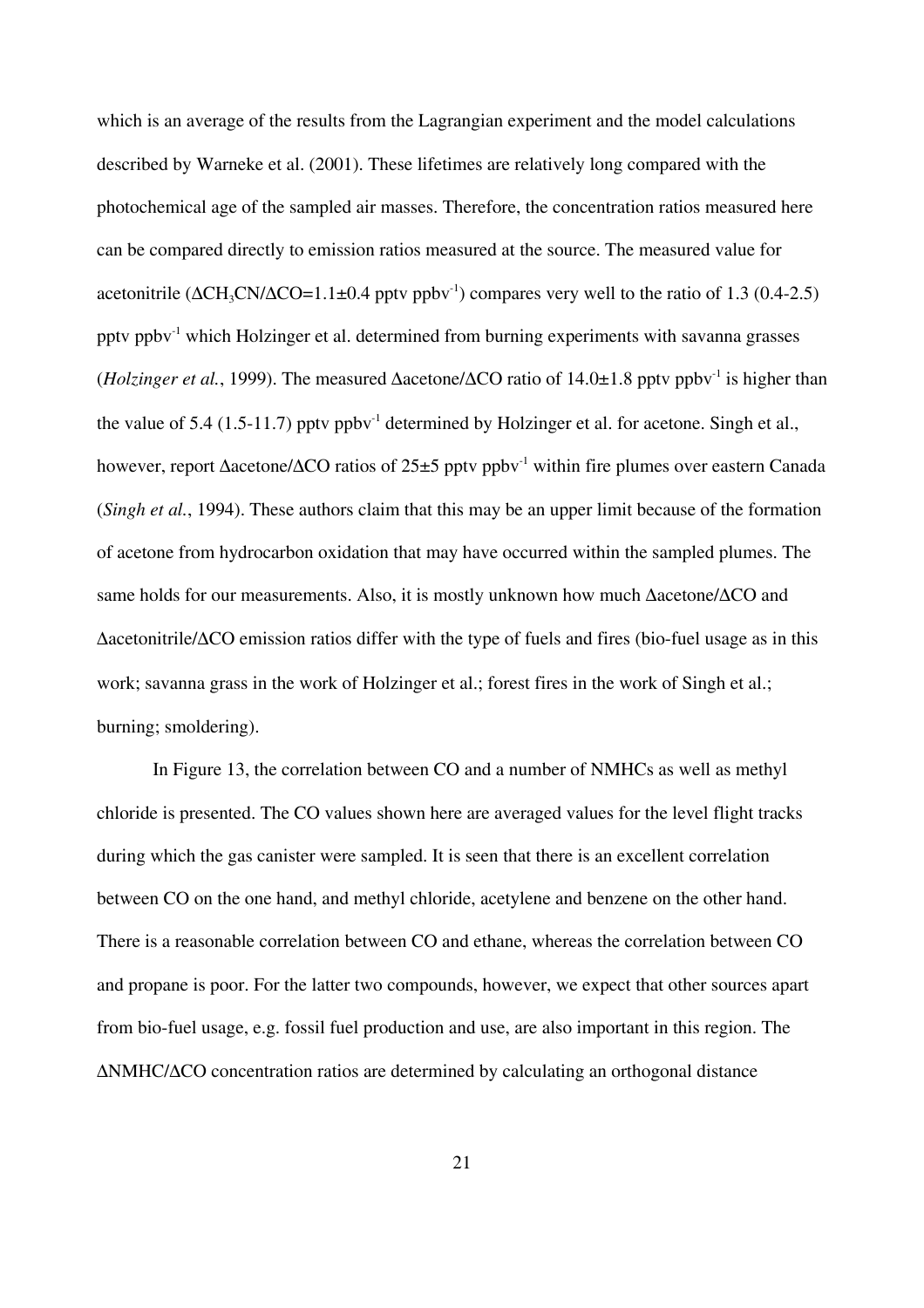which is an average of the results from the Lagrangian experiment and the model calculations described by Warneke et al. (2001). These lifetimes are relatively long compared with the photochemical age of the sampled air masses. Therefore, the concentration ratios measured here can be compared directly to emission ratios measured at the source. The measured value for acetonitrile ($\Delta CH_3CN/\Delta CO$=1.1±0.4 pptv ppbv$^{-1}$) compares very well to the ratio of 1.3 (0.4-2.5) pptv ppbv$^{-1}$ which Holzinger et al. determined from burning experiments with savanna grasses (*Holzinger et al.*, 1999). The measured Δacetone/ΔCO ratio of 14.0±1.8 pptv ppbv$^{-1}$ is higher than the value of 5.4 (1.5-11.7) pptv ppbv$^{-1}$ determined by Holzinger et al. for acetone. Singh et al., however, report Δacetone/ΔCO ratios of 25±5 pptv ppbv$^{-1}$ within fire plumes over eastern Canada (*Singh et al.*, 1994). These authors claim that this may be an upper limit because of the formation of acetone from hydrocarbon oxidation that may have occurred within the sampled plumes. The same holds for our measurements. Also, it is mostly unknown how much Δacetone/ΔCO and Δacetonitrile/ΔCO emission ratios differ with the type of fuels and fires (bio-fuel usage as in this work; savanna grass in the work of Holzinger et al.; forest fires in the work of Singh et al.; burning; smoldering).

In Figure 13, the correlation between CO and a number of NMHCs as well as methyl chloride is presented. The CO values shown here are averaged values for the level flight tracks during which the gas canister were sampled. It is seen that there is an excellent correlation between CO on the one hand, and methyl chloride, acetylene and benzene on the other hand. There is a reasonable correlation between CO and ethane, whereas the correlation between CO and propane is poor. For the latter two compounds, however, we expect that other sources apart from bio-fuel usage, e.g. fossil fuel production and use, are also important in this region. The ΔNMHC/ΔCO concentration ratios are determined by calculating an orthogonal distance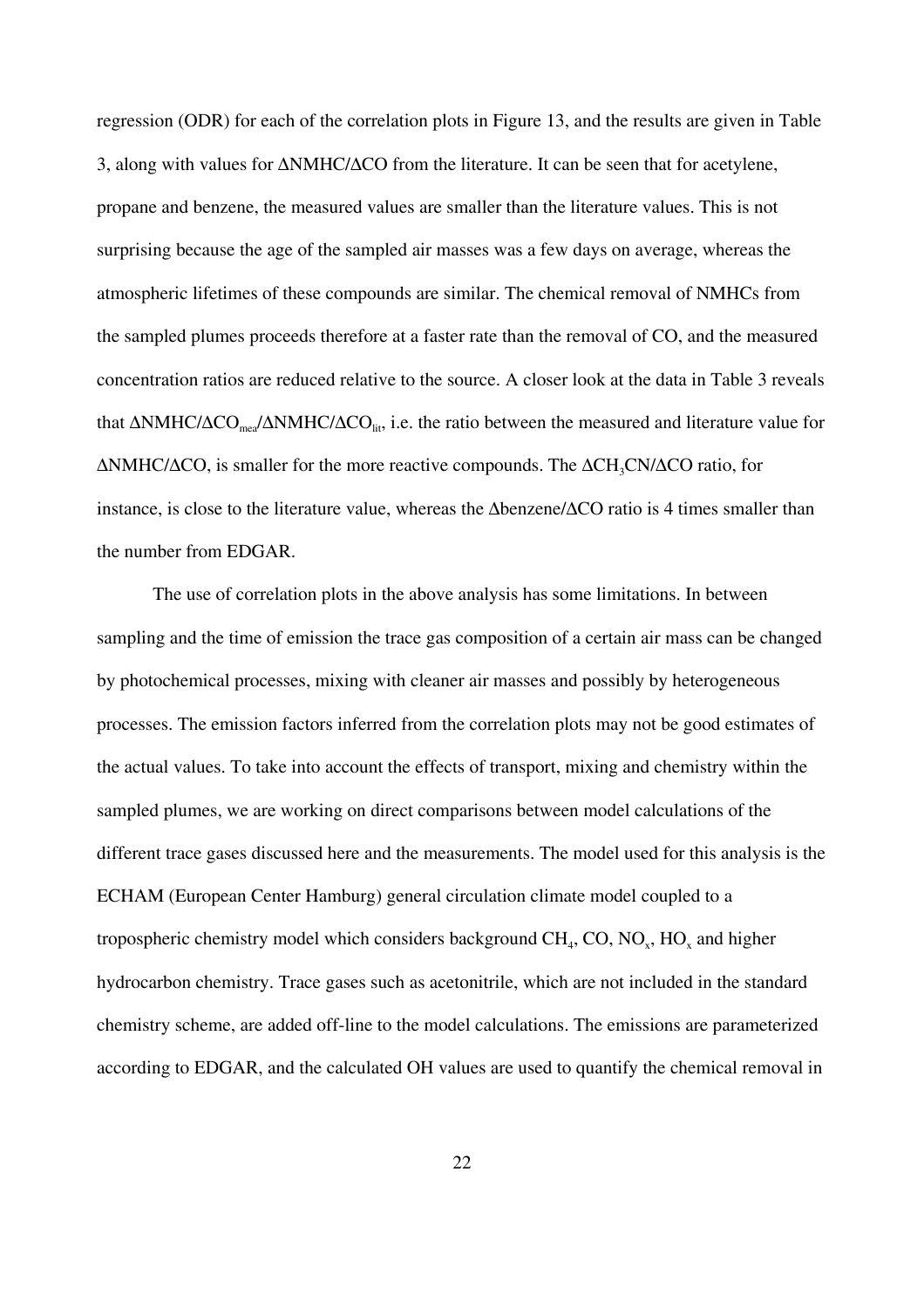regression (ODR) for each of the correlation plots in Figure 13, and the results are given in Table 3, along with values for ΔNMHC/ΔCO from the literature. It can be seen that for acetylene, propane and benzene, the measured values are smaller than the literature values. This is not surprising because the age of the sampled air masses was a few days on average, whereas the atmospheric lifetimes of these compounds are similar. The chemical removal of NMHCs from the sampled plumes proceeds therefore at a faster rate than the removal of CO, and the measured concentration ratios are reduced relative to the source. A closer look at the data in Table 3 reveals that $\Delta NMHC/\Delta CO_{mea}/\Delta NMHC/\Delta CO_{lit}$, i.e. the ratio between the measured and literature value for ΔNMHC/ΔCO, is smaller for the more reactive compounds. The $\Delta CH_3CN/\Delta CO$ ratio, for instance, is close to the literature value, whereas the Δbenzene/ΔCO ratio is 4 times smaller than the number from EDGAR.

The use of correlation plots in the above analysis has some limitations. In between sampling and the time of emission the trace gas composition of a certain air mass can be changed by photochemical processes, mixing with cleaner air masses and possibly by heterogeneous processes. The emission factors inferred from the correlation plots may not be good estimates of the actual values. To take into account the effects of transport, mixing and chemistry within the sampled plumes, we are working on direct comparisons between model calculations of the different trace gases discussed here and the measurements. The model used for this analysis is the ECHAM (European Center Hamburg) general circulation climate model coupled to a tropospheric chemistry model which considers background $CH_4$, CO, $NO_x$, $HO_x$ and higher hydrocarbon chemistry. Trace gases such as acetonitrile, which are not included in the standard chemistry scheme, are added off-line to the model calculations. The emissions are parameterized according to EDGAR, and the calculated OH values are used to quantify the chemical removal in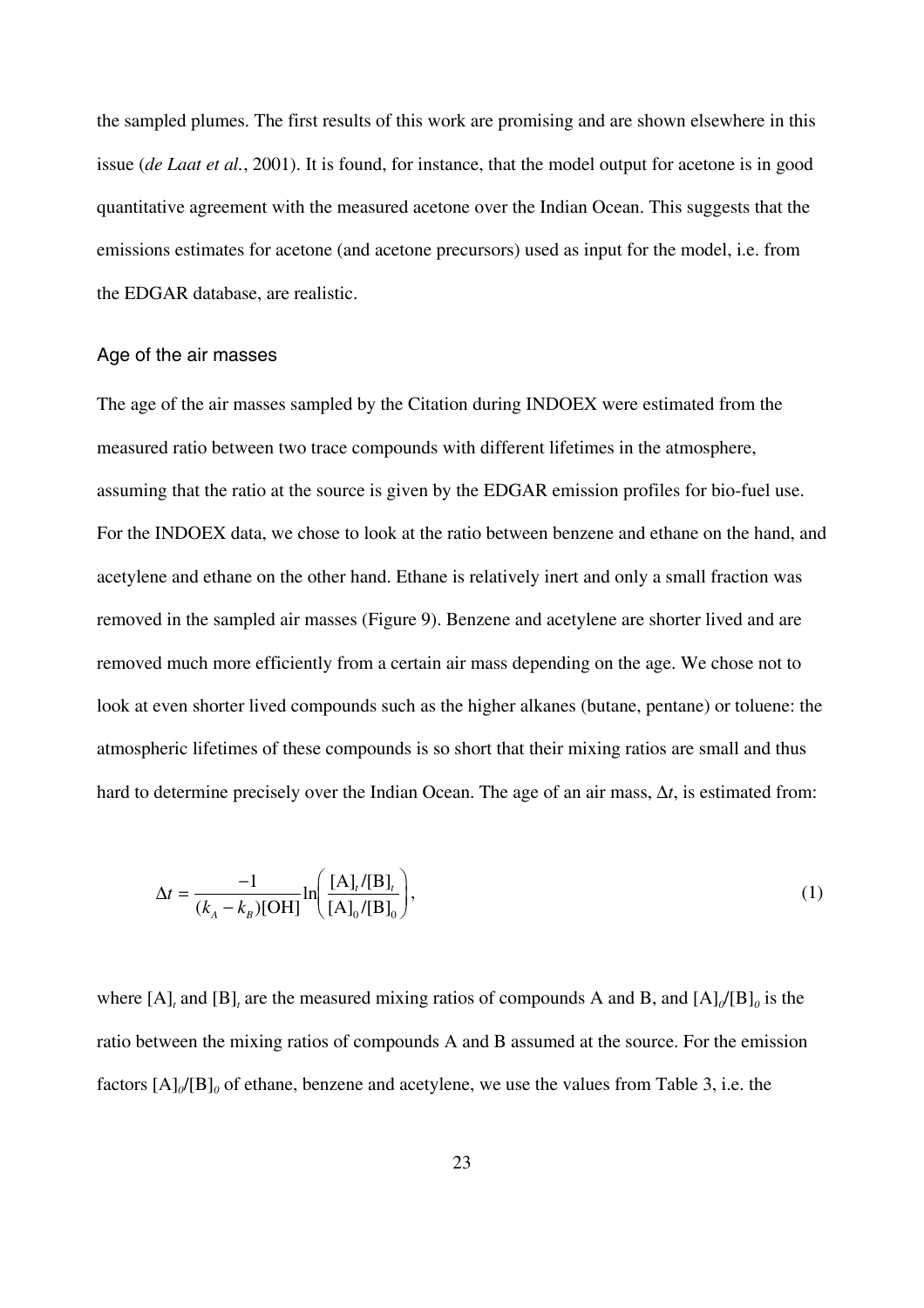the sampled plumes. The first results of this work are promising and are shown elsewhere in this issue (*de Laat et al.*, 2001). It is found, for instance, that the model output for acetone is in good quantitative agreement with the measured acetone over the Indian Ocean. This suggests that the emissions estimates for acetone (and acetone precursors) used as input for the model, i.e. from the EDGAR database, are realistic.

### Age of the air masses

The age of the air masses sampled by the Citation during INDOEX were estimated from the measured ratio between two trace compounds with different lifetimes in the atmosphere, assuming that the ratio at the source is given by the EDGAR emission profiles for bio-fuel use. For the INDOEX data, we chose to look at the ratio between benzene and ethane on the hand, and acetylene and ethane on the other hand. Ethane is relatively inert and only a small fraction was removed in the sampled air masses (Figure 9). Benzene and acetylene are shorter lived and are removed much more efficiently from a certain air mass depending on the age. We chose not to look at even shorter lived compounds such as the higher alkanes (butane, pentane) or toluene: the atmospheric lifetimes of these compounds is so short that their mixing ratios are small and thus hard to determine precisely over the Indian Ocean. The age of an air mass, $\Delta t$, is estimated from:

$$\Delta t = \frac{-1}{(k_A - k_B)[\mathrm{OH}]} \ln\left(\frac{[\mathrm{A}]_t/[\mathrm{B}]_t}{[\mathrm{A}]_0/[\mathrm{B}]_0}\right), \tag{1}$$

where $[\mathrm{A}]_t$ and $[\mathrm{B}]_t$ are the measured mixing ratios of compounds A and B, and $[\mathrm{A}]_0/[\mathrm{B}]_0$ is the ratio between the mixing ratios of compounds A and B assumed at the source. For the emission factors $[\mathrm{A}]_0/[\mathrm{B}]_0$ of ethane, benzene and acetylene, we use the values from Table 3, i.e. the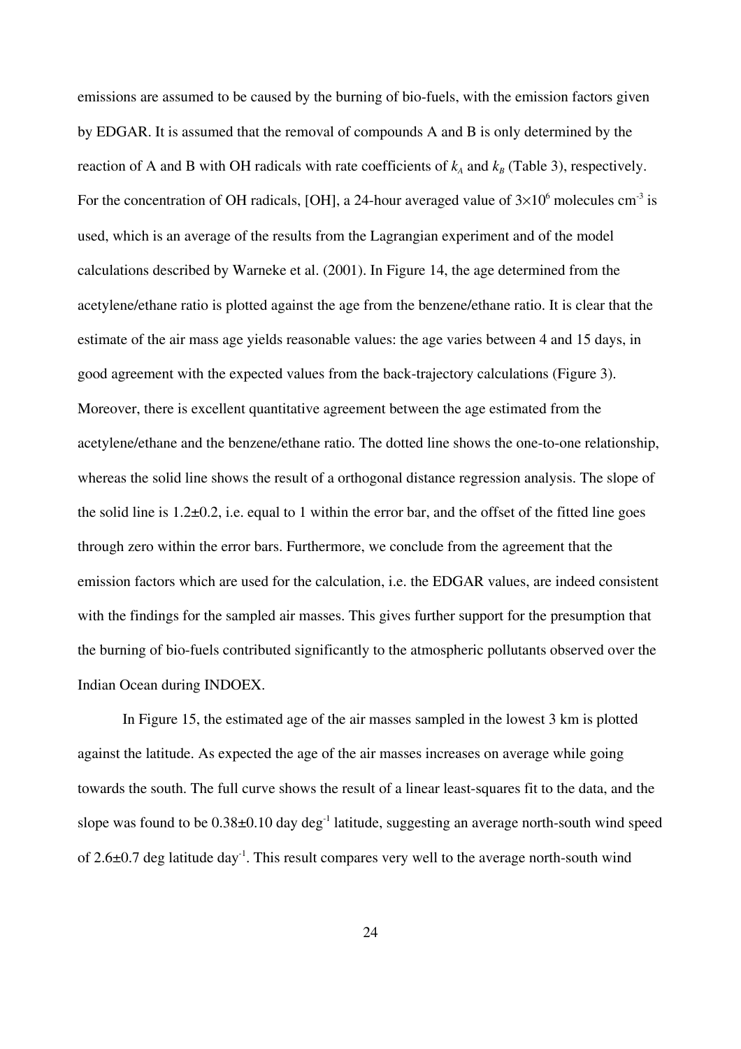emissions are assumed to be caused by the burning of bio-fuels, with the emission factors given by EDGAR. It is assumed that the removal of compounds A and B is only determined by the reaction of A and B with OH radicals with rate coefficients of $k_A$ and $k_B$ (Table 3), respectively. For the concentration of OH radicals, [OH], a 24-hour averaged value of $3\times10^6$ molecules cm$^{-3}$ is used, which is an average of the results from the Lagrangian experiment and of the model calculations described by Warneke et al. (2001). In Figure 14, the age determined from the acetylene/ethane ratio is plotted against the age from the benzene/ethane ratio. It is clear that the estimate of the air mass age yields reasonable values: the age varies between 4 and 15 days, in good agreement with the expected values from the back-trajectory calculations (Figure 3). Moreover, there is excellent quantitative agreement between the age estimated from the acetylene/ethane and the benzene/ethane ratio. The dotted line shows the one-to-one relationship, whereas the solid line shows the result of a orthogonal distance regression analysis. The slope of the solid line is $1.2\pm0.2$, i.e. equal to 1 within the error bar, and the offset of the fitted line goes through zero within the error bars. Furthermore, we conclude from the agreement that the emission factors which are used for the calculation, i.e. the EDGAR values, are indeed consistent with the findings for the sampled air masses. This gives further support for the presumption that the burning of bio-fuels contributed significantly to the atmospheric pollutants observed over the Indian Ocean during INDOEX.

In Figure 15, the estimated age of the air masses sampled in the lowest 3 km is plotted against the latitude. As expected the age of the air masses increases on average while going towards the south. The full curve shows the result of a linear least-squares fit to the data, and the slope was found to be $0.38\pm0.10$ day deg$^{-1}$ latitude, suggesting an average north-south wind speed of $2.6\pm0.7$ deg latitude day$^{-1}$. This result compares very well to the average north-south wind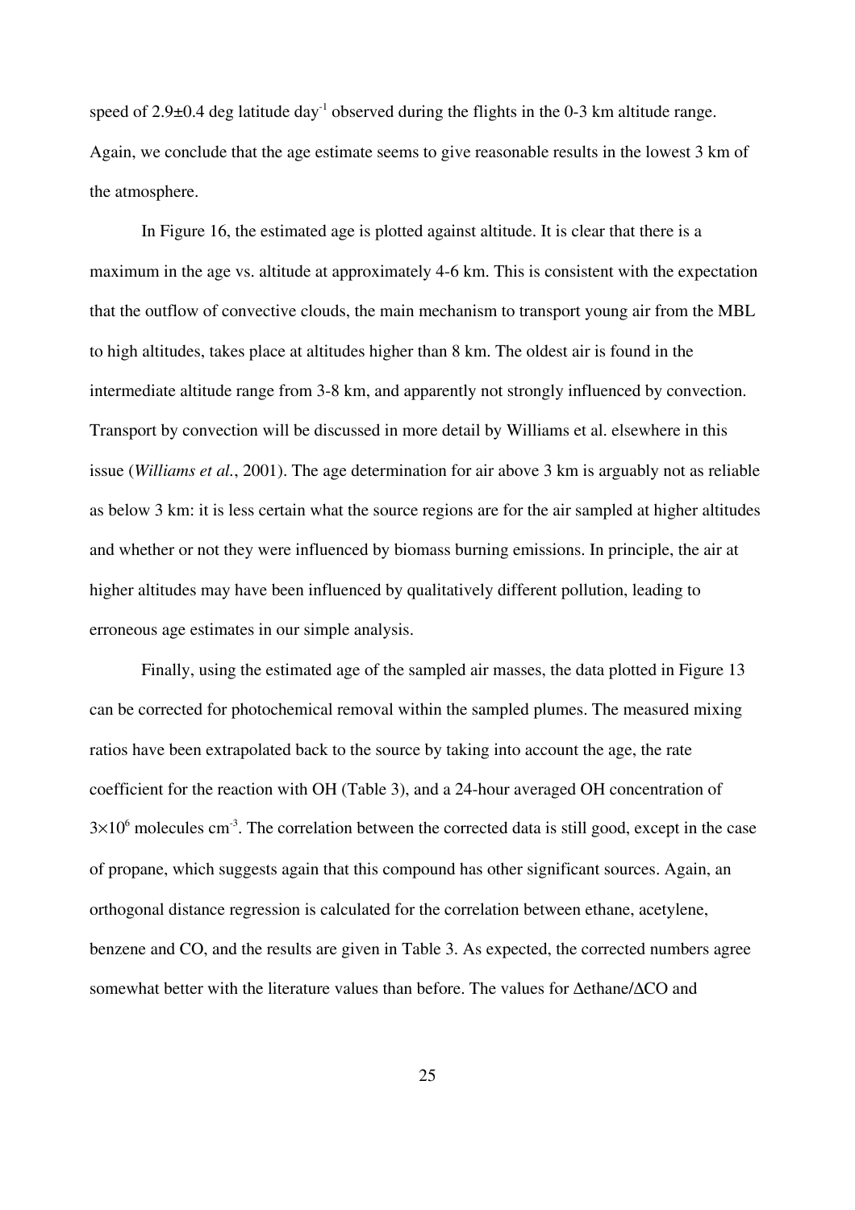speed of $2.9\pm0.4$ deg latitude day$^{-1}$ observed during the flights in the 0-3 km altitude range. Again, we conclude that the age estimate seems to give reasonable results in the lowest 3 km of the atmosphere.

In Figure 16, the estimated age is plotted against altitude. It is clear that there is a maximum in the age vs. altitude at approximately 4-6 km. This is consistent with the expectation that the outflow of convective clouds, the main mechanism to transport young air from the MBL to high altitudes, takes place at altitudes higher than 8 km. The oldest air is found in the intermediate altitude range from 3-8 km, and apparently not strongly influenced by convection. Transport by convection will be discussed in more detail by Williams et al. elsewhere in this issue (*Williams et al.*, 2001). The age determination for air above 3 km is arguably not as reliable as below 3 km: it is less certain what the source regions are for the air sampled at higher altitudes and whether or not they were influenced by biomass burning emissions. In principle, the air at higher altitudes may have been influenced by qualitatively different pollution, leading to erroneous age estimates in our simple analysis.

Finally, using the estimated age of the sampled air masses, the data plotted in Figure 13 can be corrected for photochemical removal within the sampled plumes. The measured mixing ratios have been extrapolated back to the source by taking into account the age, the rate coefficient for the reaction with OH (Table 3), and a 24-hour averaged OH concentration of $3\times10^{6}$ molecules cm$^{-3}$. The correlation between the corrected data is still good, except in the case of propane, which suggests again that this compound has other significant sources. Again, an orthogonal distance regression is calculated for the correlation between ethane, acetylene, benzene and CO, and the results are given in Table 3. As expected, the corrected numbers agree somewhat better with the literature values than before. The values for $\Delta$ethane/$\Delta$CO and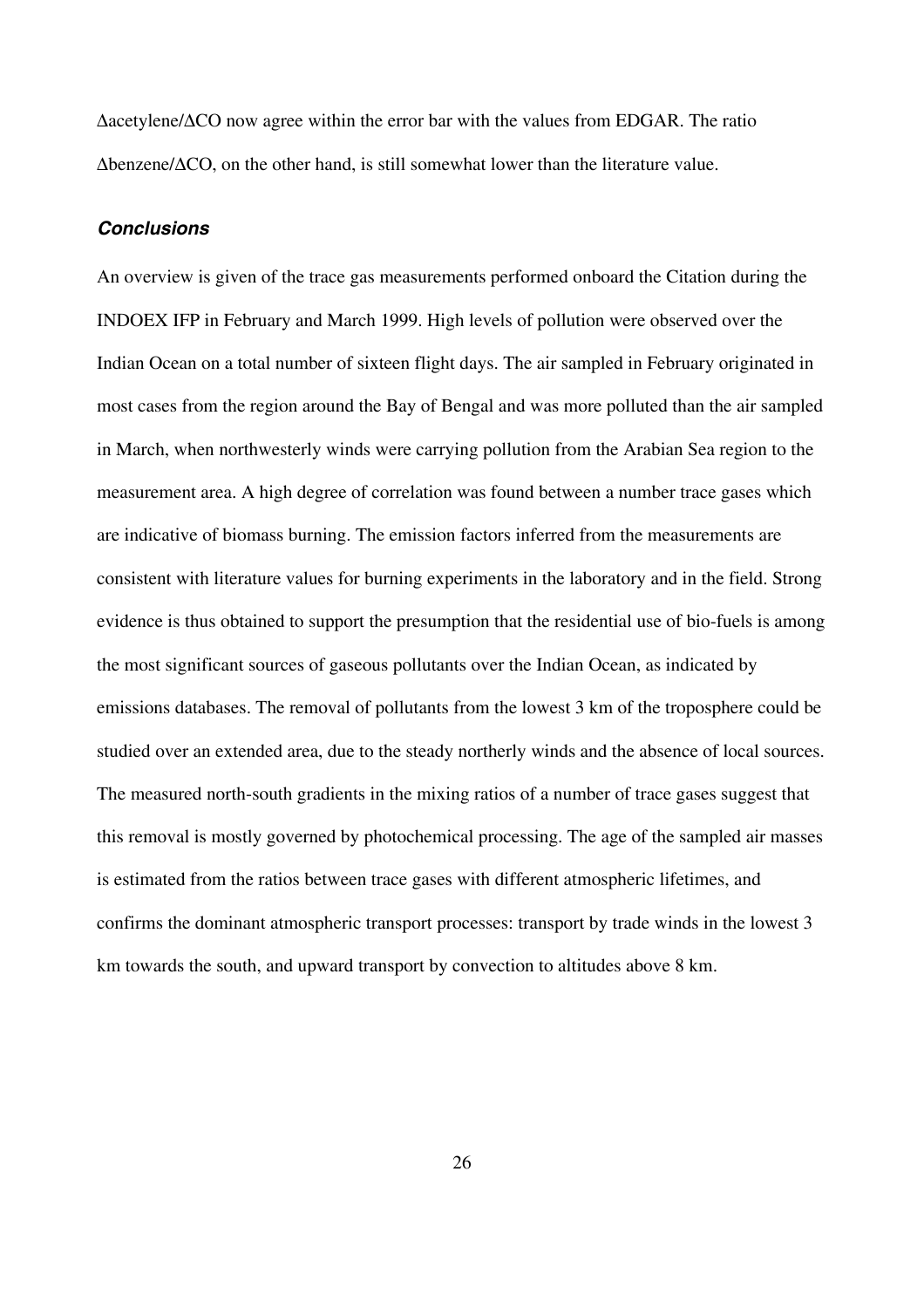Δacetylene/ΔCO now agree within the error bar with the values from EDGAR. The ratio Δbenzene/ΔCO, on the other hand, is still somewhat lower than the literature value.

### ***Conclusions***

An overview is given of the trace gas measurements performed onboard the Citation during the INDOEX IFP in February and March 1999. High levels of pollution were observed over the Indian Ocean on a total number of sixteen flight days. The air sampled in February originated in most cases from the region around the Bay of Bengal and was more polluted than the air sampled in March, when northwesterly winds were carrying pollution from the Arabian Sea region to the measurement area. A high degree of correlation was found between a number trace gases which are indicative of biomass burning. The emission factors inferred from the measurements are consistent with literature values for burning experiments in the laboratory and in the field. Strong evidence is thus obtained to support the presumption that the residential use of bio-fuels is among the most significant sources of gaseous pollutants over the Indian Ocean, as indicated by emissions databases. The removal of pollutants from the lowest 3 km of the troposphere could be studied over an extended area, due to the steady northerly winds and the absence of local sources. The measured north-south gradients in the mixing ratios of a number of trace gases suggest that this removal is mostly governed by photochemical processing. The age of the sampled air masses is estimated from the ratios between trace gases with different atmospheric lifetimes, and confirms the dominant atmospheric transport processes: transport by trade winds in the lowest 3 km towards the south, and upward transport by convection to altitudes above 8 km.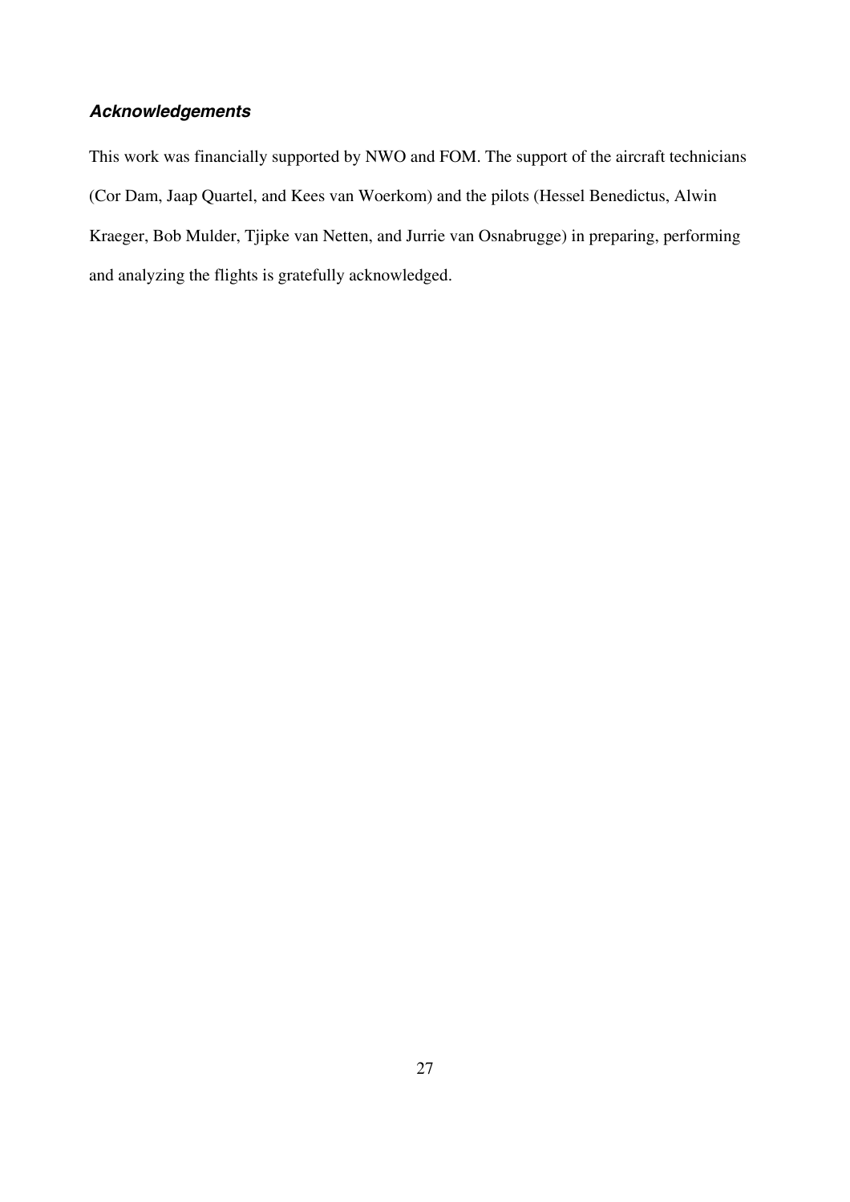### *Acknowledgements*

This work was financially supported by NWO and FOM. The support of the aircraft technicians (Cor Dam, Jaap Quartel, and Kees van Woerkom) and the pilots (Hessel Benedictus, Alwin Kraeger, Bob Mulder, Tjipke van Netten, and Jurrie van Osnabrugge) in preparing, performing and analyzing the flights is gratefully acknowledged.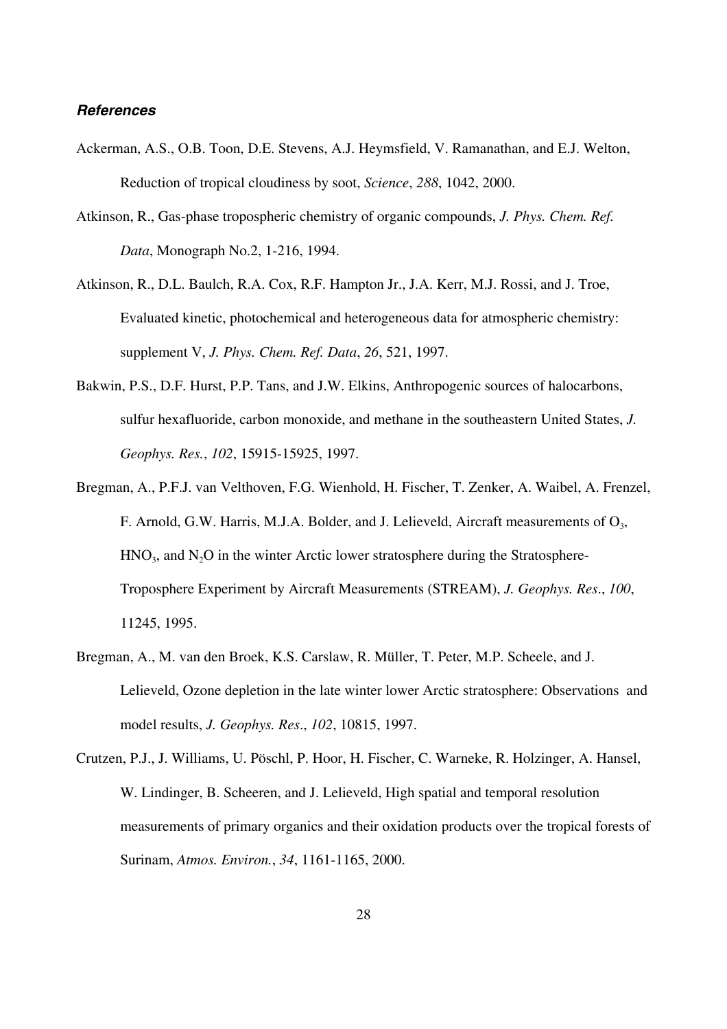### *References*

Ackerman, A.S., O.B. Toon, D.E. Stevens, A.J. Heymsfield, V. Ramanathan, and E.J. Welton, Reduction of tropical cloudiness by soot, *Science*, *288*, 1042, 2000.

Atkinson, R., Gas-phase tropospheric chemistry of organic compounds, *J. Phys. Chem. Ref. Data*, Monograph No.2, 1-216, 1994.

Atkinson, R., D.L. Baulch, R.A. Cox, R.F. Hampton Jr., J.A. Kerr, M.J. Rossi, and J. Troe, Evaluated kinetic, photochemical and heterogeneous data for atmospheric chemistry: supplement V, *J. Phys. Chem. Ref. Data*, *26*, 521, 1997.

Bakwin, P.S., D.F. Hurst, P.P. Tans, and J.W. Elkins, Anthropogenic sources of halocarbons, sulfur hexafluoride, carbon monoxide, and methane in the southeastern United States, *J. Geophys. Res.*, *102*, 15915-15925, 1997.

Bregman, A., P.F.J. van Velthoven, F.G. Wienhold, H. Fischer, T. Zenker, A. Waibel, A. Frenzel, F. Arnold, G.W. Harris, M.J.A. Bolder, and J. Lelieveld, Aircraft measurements of $O_3$, $HNO_3$, and $N_2O$ in the winter Arctic lower stratosphere during the Stratosphere-Troposphere Experiment by Aircraft Measurements (STREAM), *J. Geophys. Res*., *100*, 11245, 1995.

Bregman, A., M. van den Broek, K.S. Carslaw, R. Müller, T. Peter, M.P. Scheele, and J. Lelieveld, Ozone depletion in the late winter lower Arctic stratosphere: Observations and model results, *J. Geophys. Res*., *102*, 10815, 1997.

Crutzen, P.J., J. Williams, U. Pöschl, P. Hoor, H. Fischer, C. Warneke, R. Holzinger, A. Hansel, W. Lindinger, B. Scheeren, and J. Lelieveld, High spatial and temporal resolution measurements of primary organics and their oxidation products over the tropical forests of Surinam, *Atmos. Environ.*, *34*, 1161-1165, 2000.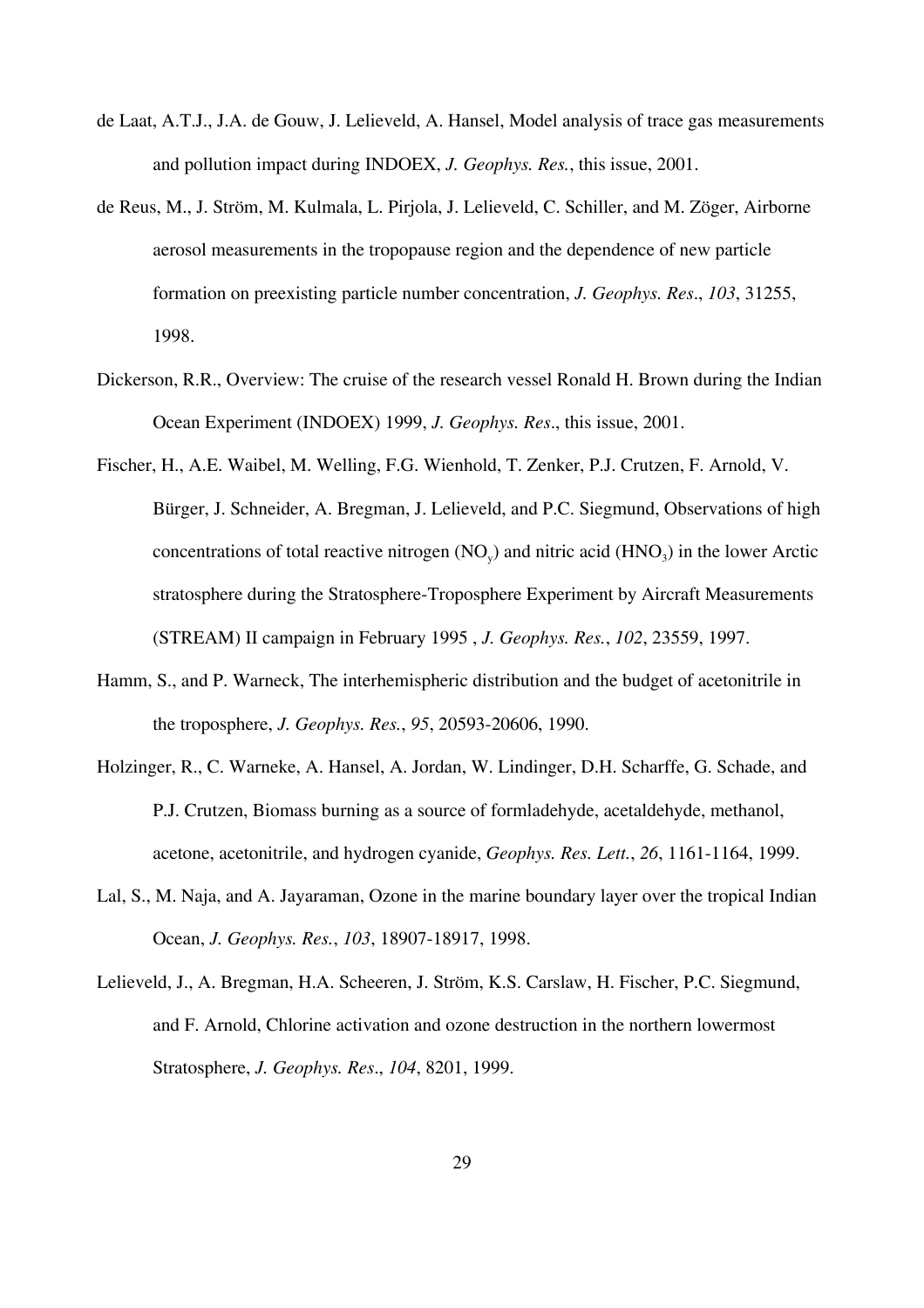de Laat, A.T.J., J.A. de Gouw, J. Lelieveld, A. Hansel, Model analysis of trace gas measurements and pollution impact during INDOEX, *J. Geophys. Res.*, this issue, 2001.

de Reus, M., J. Ström, M. Kulmala, L. Pirjola, J. Lelieveld, C. Schiller, and M. Zöger, Airborne aerosol measurements in the tropopause region and the dependence of new particle formation on preexisting particle number concentration, *J. Geophys. Res*., *103*, 31255, 1998.

Dickerson, R.R., Overview: The cruise of the research vessel Ronald H. Brown during the Indian Ocean Experiment (INDOEX) 1999, *J. Geophys. Res*., this issue, 2001.

Fischer, H., A.E. Waibel, M. Welling, F.G. Wienhold, T. Zenker, P.J. Crutzen, F. Arnold, V. Bürger, J. Schneider, A. Bregman, J. Lelieveld, and P.C. Siegmund, Observations of high concentrations of total reactive nitrogen ($NO_y$) and nitric acid ($HNO_3$) in the lower Arctic stratosphere during the Stratosphere-Troposphere Experiment by Aircraft Measurements (STREAM) II campaign in February 1995 , *J. Geophys. Res.*, *102*, 23559, 1997.

Hamm, S., and P. Warneck, The interhemispheric distribution and the budget of acetonitrile in the troposphere, *J. Geophys. Res.*, *95*, 20593-20606, 1990.

Holzinger, R., C. Warneke, A. Hansel, A. Jordan, W. Lindinger, D.H. Scharffe, G. Schade, and P.J. Crutzen, Biomass burning as a source of formladehyde, acetaldehyde, methanol, acetone, acetonitrile, and hydrogen cyanide, *Geophys. Res. Lett.*, *26*, 1161-1164, 1999.

Lal, S., M. Naja, and A. Jayaraman, Ozone in the marine boundary layer over the tropical Indian Ocean, *J. Geophys. Res.*, *103*, 18907-18917, 1998.

Lelieveld, J., A. Bregman, H.A. Scheeren, J. Ström, K.S. Carslaw, H. Fischer, P.C. Siegmund, and F. Arnold, Chlorine activation and ozone destruction in the northern lowermost Stratosphere, *J. Geophys. Res*., *104*, 8201, 1999.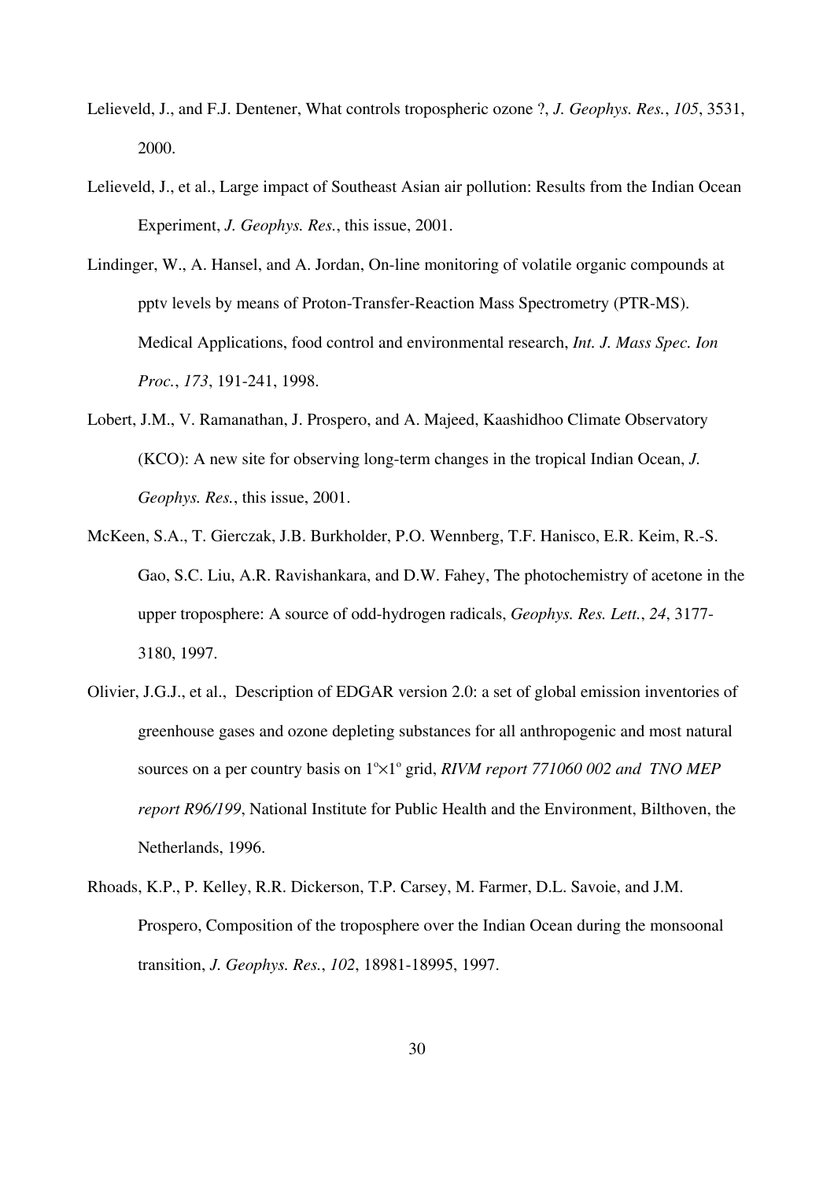Lelieveld, J., and F.J. Dentener, What controls tropospheric ozone ?, *J. Geophys. Res.*, *105*, 3531, 2000.

Lelieveld, J., et al., Large impact of Southeast Asian air pollution: Results from the Indian Ocean Experiment, *J. Geophys. Res.*, this issue, 2001.

Lindinger, W., A. Hansel, and A. Jordan, On-line monitoring of volatile organic compounds at pptv levels by means of Proton-Transfer-Reaction Mass Spectrometry (PTR-MS). Medical Applications, food control and environmental research, *Int. J. Mass Spec. Ion Proc.*, *173*, 191-241, 1998.

Lobert, J.M., V. Ramanathan, J. Prospero, and A. Majeed, Kaashidhoo Climate Observatory (KCO): A new site for observing long-term changes in the tropical Indian Ocean, *J. Geophys. Res.*, this issue, 2001.

McKeen, S.A., T. Gierczak, J.B. Burkholder, P.O. Wennberg, T.F. Hanisco, E.R. Keim, R.-S. Gao, S.C. Liu, A.R. Ravishankara, and D.W. Fahey, The photochemistry of acetone in the upper troposphere: A source of odd-hydrogen radicals, *Geophys. Res. Lett.*, *24*, 3177-3180, 1997.

Olivier, J.G.J., et al., Description of EDGAR version 2.0: a set of global emission inventories of greenhouse gases and ozone depleting substances for all anthropogenic and most natural sources on a per country basis on $1^{\circ}\times1^{\circ}$ grid, *RIVM report 771060 002 and TNO MEP report R96/199*, National Institute for Public Health and the Environment, Bilthoven, the Netherlands, 1996.

Rhoads, K.P., P. Kelley, R.R. Dickerson, T.P. Carsey, M. Farmer, D.L. Savoie, and J.M. Prospero, Composition of the troposphere over the Indian Ocean during the monsoonal transition, *J. Geophys. Res.*, *102*, 18981-18995, 1997.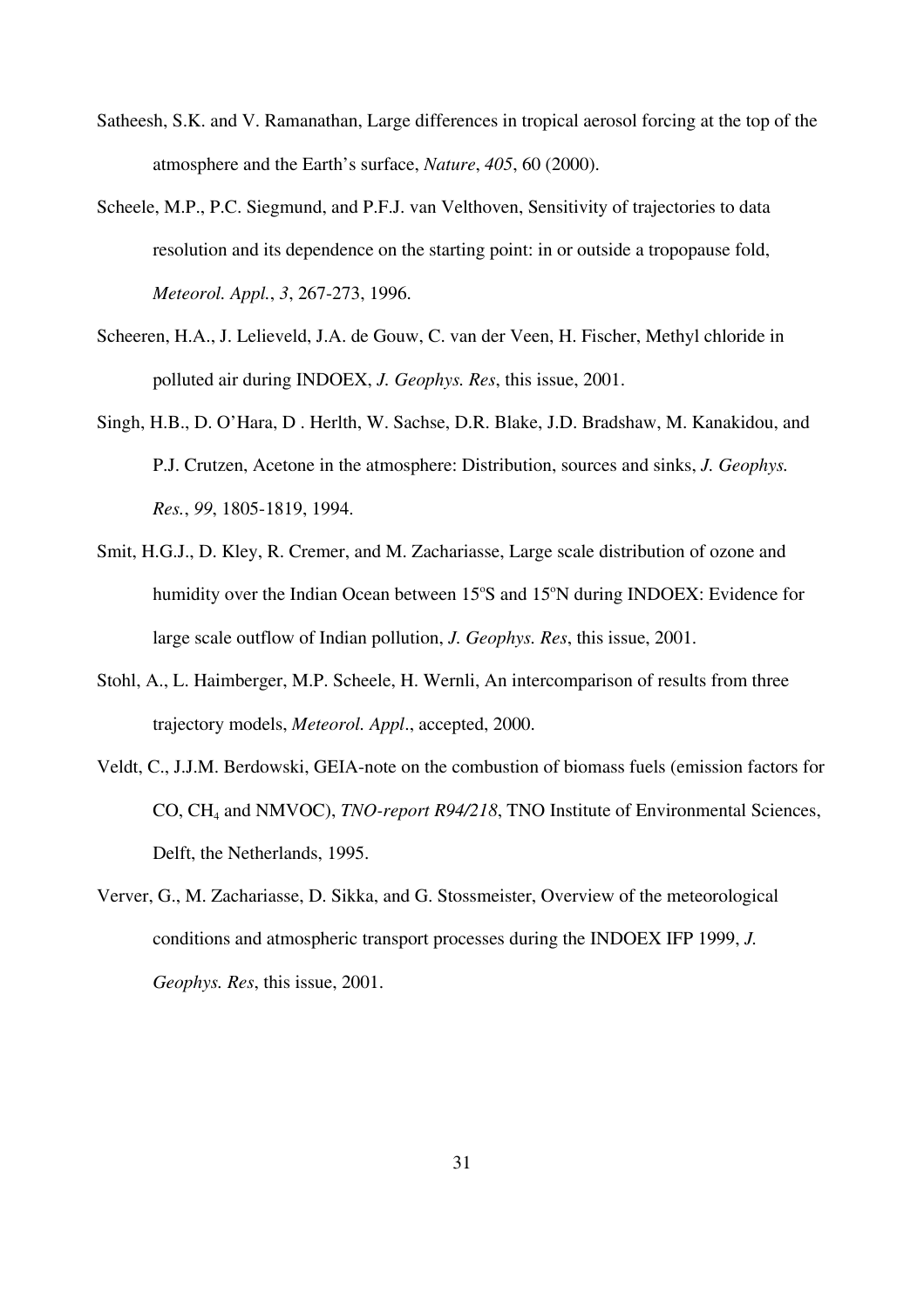Satheesh, S.K. and V. Ramanathan, Large differences in tropical aerosol forcing at the top of the atmosphere and the Earth's surface, *Nature*, *405*, 60 (2000).

Scheele, M.P., P.C. Siegmund, and P.F.J. van Velthoven, Sensitivity of trajectories to data resolution and its dependence on the starting point: in or outside a tropopause fold, *Meteorol. Appl.*, *3*, 267-273, 1996.

Scheeren, H.A., J. Lelieveld, J.A. de Gouw, C. van der Veen, H. Fischer, Methyl chloride in polluted air during INDOEX, *J. Geophys. Res*, this issue, 2001.

Singh, H.B., D. O'Hara, D . Herlth, W. Sachse, D.R. Blake, J.D. Bradshaw, M. Kanakidou, and P.J. Crutzen, Acetone in the atmosphere: Distribution, sources and sinks, *J. Geophys. Res.*, *99*, 1805-1819, 1994.

Smit, H.G.J., D. Kley, R. Cremer, and M. Zachariasse, Large scale distribution of ozone and humidity over the Indian Ocean between 15ºS and 15ºN during INDOEX: Evidence for large scale outflow of Indian pollution, *J. Geophys. Res*, this issue, 2001.

Stohl, A., L. Haimberger, M.P. Scheele, H. Wernli, An intercomparison of results from three trajectory models, *Meteorol. Appl*., accepted, 2000.

Veldt, C., J.J.M. Berdowski, GEIA-note on the combustion of biomass fuels (emission factors for CO, $CH_4$ and NMVOC), *TNO-report R94/218*, TNO Institute of Environmental Sciences, Delft, the Netherlands, 1995.

Verver, G., M. Zachariasse, D. Sikka, and G. Stossmeister, Overview of the meteorological conditions and atmospheric transport processes during the INDOEX IFP 1999, *J. Geophys. Res*, this issue, 2001.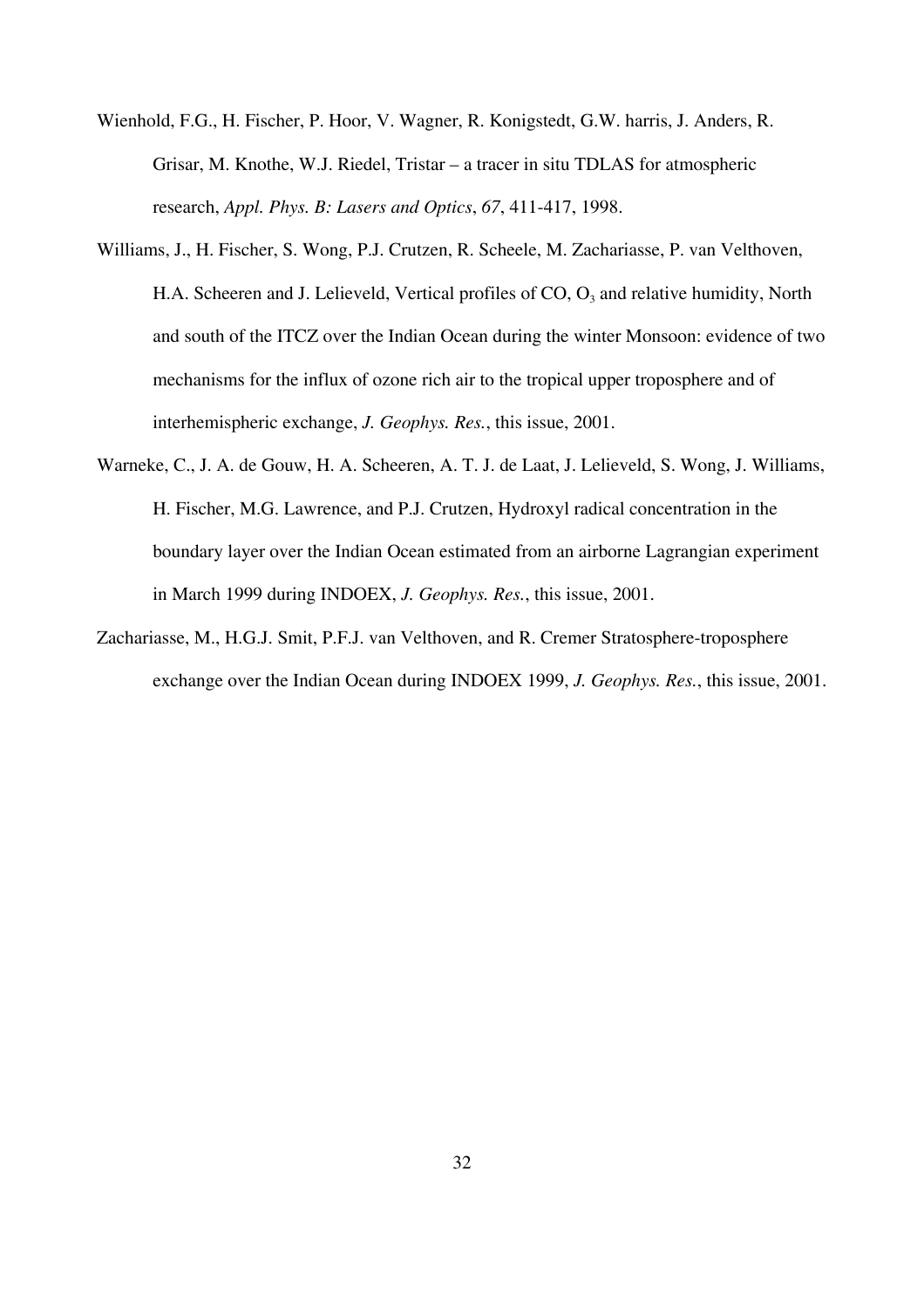Wienhold, F.G., H. Fischer, P. Hoor, V. Wagner, R. Konigstedt, G.W. harris, J. Anders, R. Grisar, M. Knothe, W.J. Riedel, Tristar – a tracer in situ TDLAS for atmospheric research, *Appl. Phys. B: Lasers and Optics*, *67*, 411-417, 1998.

Williams, J., H. Fischer, S. Wong, P.J. Crutzen, R. Scheele, M. Zachariasse, P. van Velthoven, H.A. Scheeren and J. Lelieveld, Vertical profiles of CO, $O_3$ and relative humidity, North and south of the ITCZ over the Indian Ocean during the winter Monsoon: evidence of two mechanisms for the influx of ozone rich air to the tropical upper troposphere and of interhemispheric exchange, *J. Geophys. Res.*, this issue, 2001.

Warneke, C., J. A. de Gouw, H. A. Scheeren, A. T. J. de Laat, J. Lelieveld, S. Wong, J. Williams, H. Fischer, M.G. Lawrence, and P.J. Crutzen, Hydroxyl radical concentration in the boundary layer over the Indian Ocean estimated from an airborne Lagrangian experiment in March 1999 during INDOEX, *J. Geophys. Res.*, this issue, 2001.

Zachariasse, M., H.G.J. Smit, P.F.J. van Velthoven, and R. Cremer Stratosphere-troposphere exchange over the Indian Ocean during INDOEX 1999, *J. Geophys. Res.*, this issue, 2001.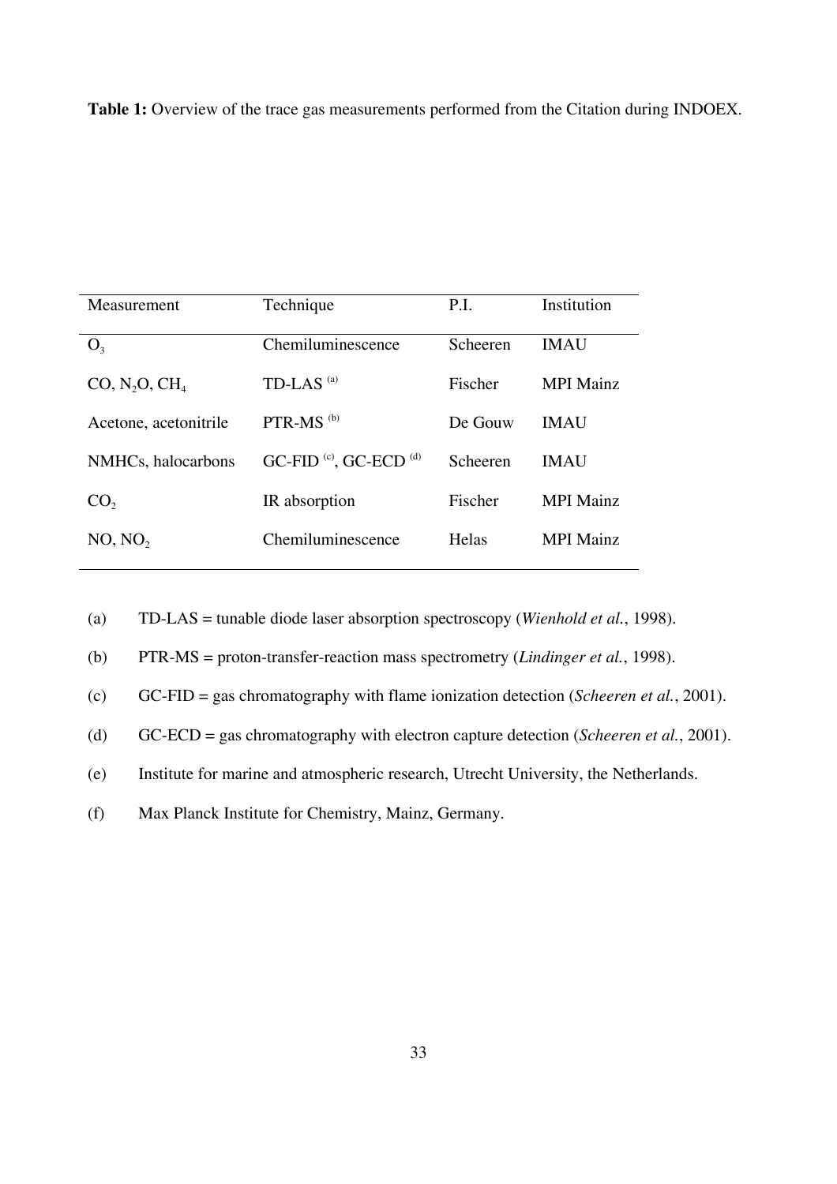**Table 1:** Overview of the trace gas measurements performed from the Citation during INDOEX.

| Measurement | Technique | P.I. | Institution |
|---|---|---|---|
| $O_3$ | Chemiluminescence | Scheeren | IMAU |
| CO, $N_2O$, $CH_4$ | TD-LAS [(a)] | Fischer | MPI Mainz |
| Acetone, acetonitrile | PTR-MS [(b)] | De Gouw | IMAU |
| NMHCs, halocarbons | GC-FID [(c)], GC-ECD [(d)] | Scheeren | IMAU |
| $CO_2$ | IR absorption | Fischer | MPI Mainz |
| NO, $NO_2$ | Chemiluminescence | Helas | MPI Mainz |

(a) TD-LAS = tunable diode laser absorption spectroscopy (*Wienhold et al.*, 1998).

(b) PTR-MS = proton-transfer-reaction mass spectrometry (*Lindinger et al.*, 1998).

(c) GC-FID = gas chromatography with flame ionization detection (*Scheeren et al.*, 2001).

(d) GC-ECD = gas chromatography with electron capture detection (*Scheeren et al.*, 2001).

(e) Institute for marine and atmospheric research, Utrecht University, the Netherlands.

(f) Max Planck Institute for Chemistry, Mainz, Germany.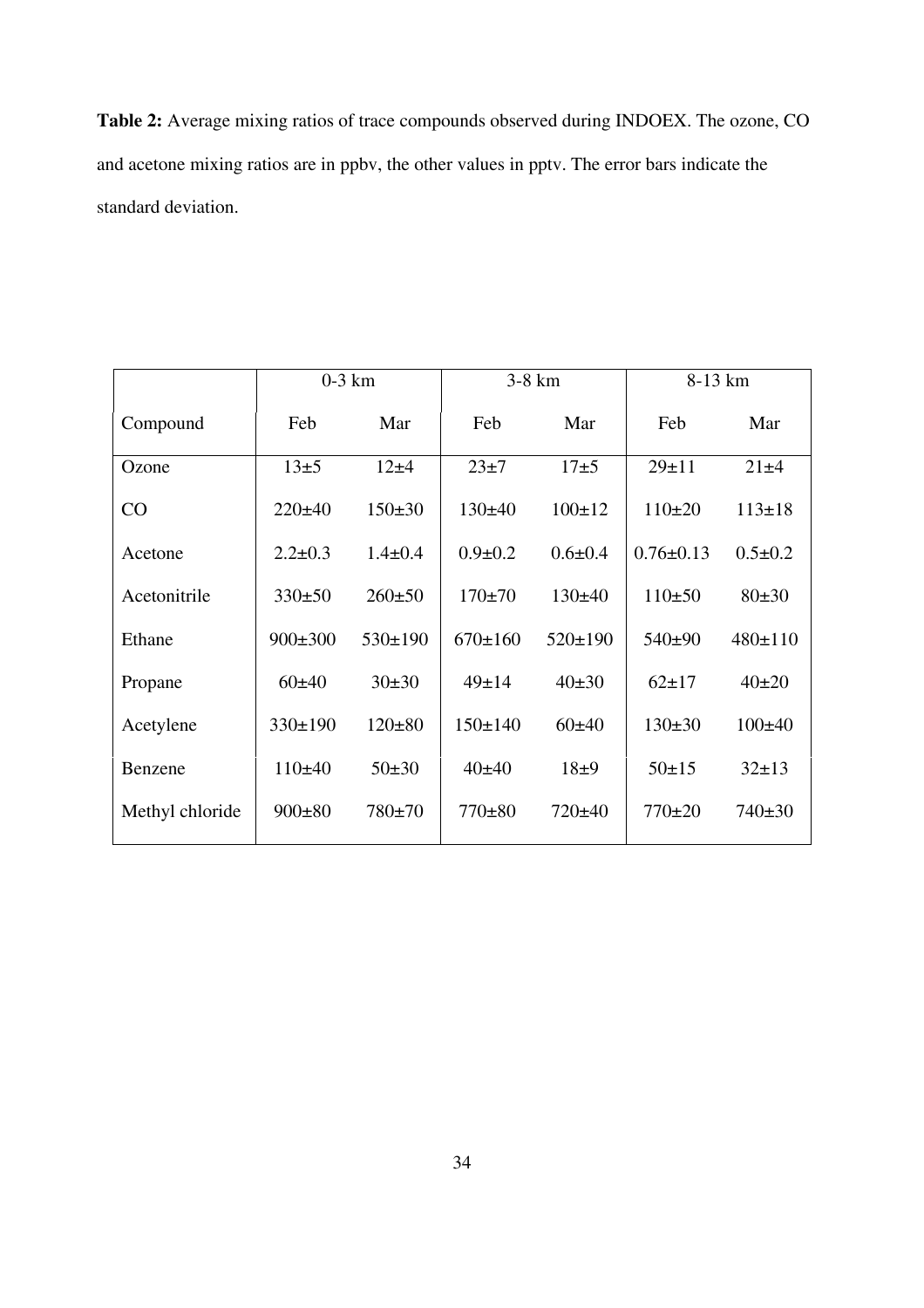**Table 2:** Average mixing ratios of trace compounds observed during INDOEX. The ozone, CO and acetone mixing ratios are in ppbv, the other values in pptv. The error bars indicate the standard deviation.

| | 0-3 km | | 3-8 km | | 8-13 km | |
|---|---|---|---|---|---|---|
| Compound | Feb | Mar | Feb | Mar | Feb | Mar |
| Ozone | 13±5 | 12±4 | 23±7 | 17±5 | 29±11 | 21±4 |
| CO | 220±40 | 150±30 | 130±40 | 100±12 | 110±20 | 113±18 |
| Acetone | 2.2±0.3 | 1.4±0.4 | 0.9±0.2 | 0.6±0.4 | 0.76±0.13 | 0.5±0.2 |
| Acetonitrile | 330±50 | 260±50 | 170±70 | 130±40 | 110±50 | 80±30 |
| Ethane | 900±300 | 530±190 | 670±160 | 520±190 | 540±90 | 480±110 |
| Propane | 60±40 | 30±30 | 49±14 | 40±30 | 62±17 | 40±20 |
| Acetylene | 330±190 | 120±80 | 150±140 | 60±40 | 130±30 | 100±40 |
| Benzene | 110±40 | 50±30 | 40±40 | 18±9 | 50±15 | 32±13 |
| Methyl chloride | 900±80 | 780±70 | 770±80 | 720±40 | 770±20 | 740±30 |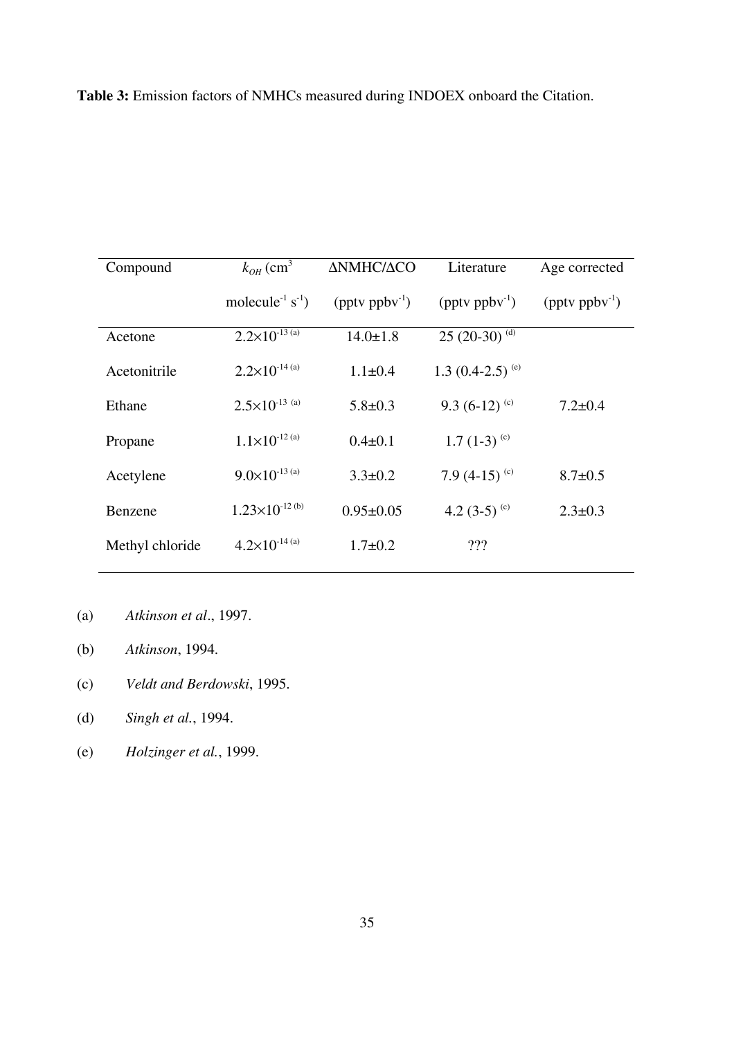**Table 3:** Emission factors of NMHCs measured during INDOEX onboard the Citation.

| Compound | $k_{OH}$ (cm$^3$ molecule$^{-1}$ s$^{-1}$) | ΔNMHC/ΔCO (pptv ppbv$^{-1}$) | Literature (pptv ppbv$^{-1}$) | Age corrected (pptv ppbv$^{-1}$) |
|---|---|---|---|---|
| Acetone | $2.2\times10^{-13}$ [(a)] | 14.0±1.8 | 25 (20-30) [(d)] | |
| Acetonitrile | $2.2\times10^{-14}$ [(a)] | 1.1±0.4 | 1.3 (0.4-2.5) [(e)] | |
| Ethane | $2.5\times10^{-13}$ [(a)] | 5.8±0.3 | 9.3 (6-12) [(c)] | 7.2±0.4 |
| Propane | $1.1\times10^{-12}$ [(a)] | 0.4±0.1 | 1.7 (1-3) [(c)] | |
| Acetylene | $9.0\times10^{-13}$ [(a)] | 3.3±0.2 | 7.9 (4-15) [(c)] | 8.7±0.5 |
| Benzene | $1.23\times10^{-12}$ [(b)] | 0.95±0.05 | 4.2 (3-5) [(c)] | 2.3±0.3 |
| Methyl chloride | $4.2\times10^{-14}$ [(a)] | 1.7±0.2 | ??? | |

(a) *Atkinson et al*., 1997.

(b) *Atkinson*, 1994.

(c) *Veldt and Berdowski*, 1995.

(d) *Singh et al.*, 1994.

(e) *Holzinger et al.*, 1999.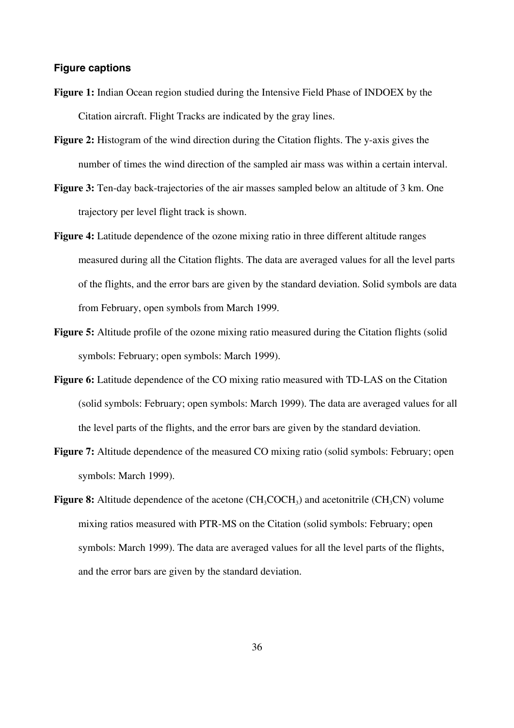### Figure captions

**Figure 1:** Indian Ocean region studied during the Intensive Field Phase of INDOEX by the Citation aircraft. Flight Tracks are indicated by the gray lines.

**Figure 2:** Histogram of the wind direction during the Citation flights. The y-axis gives the number of times the wind direction of the sampled air mass was within a certain interval.

**Figure 3:** Ten-day back-trajectories of the air masses sampled below an altitude of 3 km. One trajectory per level flight track is shown.

**Figure 4:** Latitude dependence of the ozone mixing ratio in three different altitude ranges measured during all the Citation flights. The data are averaged values for all the level parts of the flights, and the error bars are given by the standard deviation. Solid symbols are data from February, open symbols from March 1999.

**Figure 5:** Altitude profile of the ozone mixing ratio measured during the Citation flights (solid symbols: February; open symbols: March 1999).

**Figure 6:** Latitude dependence of the CO mixing ratio measured with TD-LAS on the Citation (solid symbols: February; open symbols: March 1999). The data are averaged values for all the level parts of the flights, and the error bars are given by the standard deviation.

**Figure 7:** Altitude dependence of the measured CO mixing ratio (solid symbols: February; open symbols: March 1999).

**Figure 8:** Altitude dependence of the acetone ($CH_3COCH_3$) and acetonitrile ($CH_3CN$) volume mixing ratios measured with PTR-MS on the Citation (solid symbols: February; open symbols: March 1999). The data are averaged values for all the level parts of the flights, and the error bars are given by the standard deviation.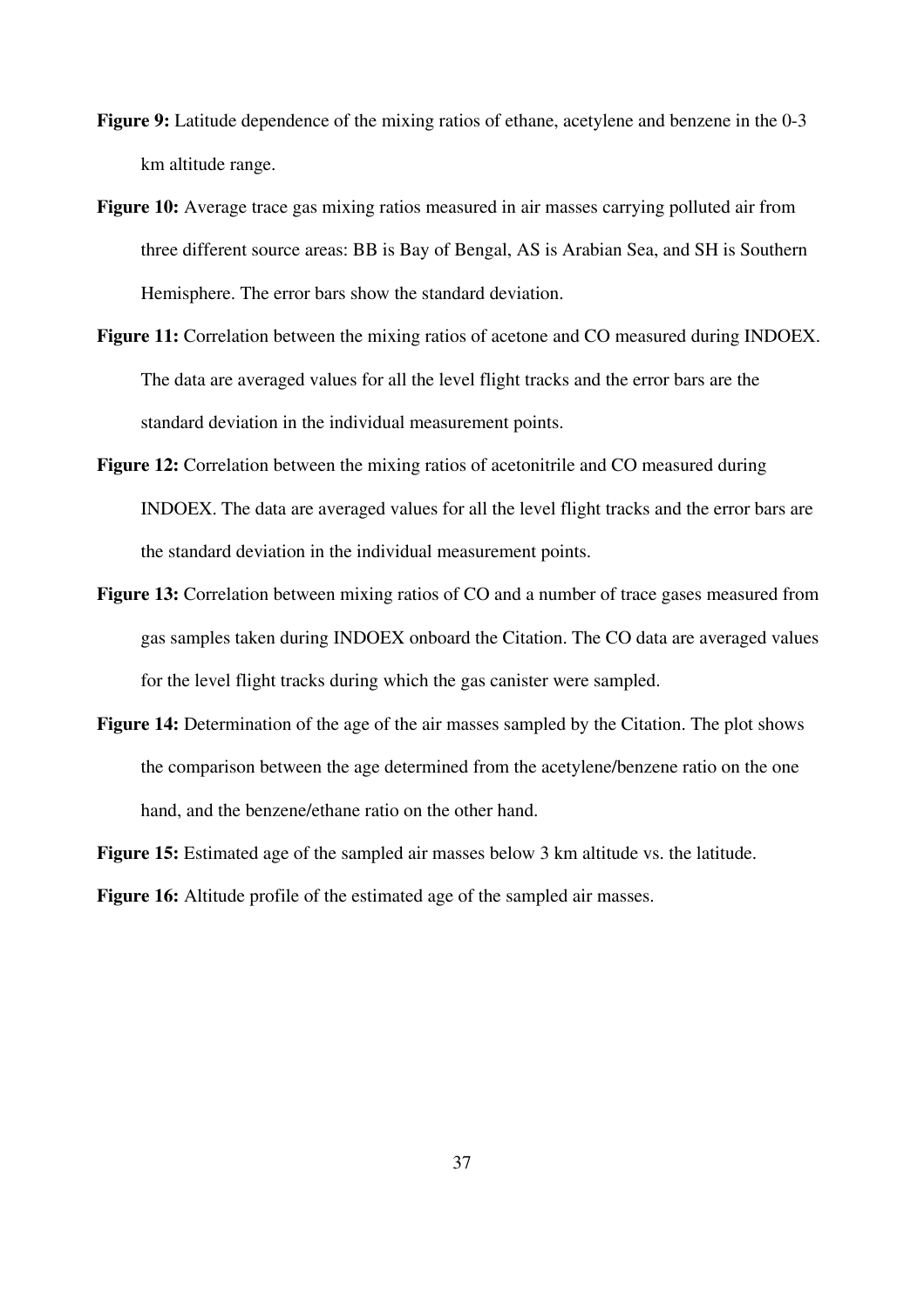**Figure 9:** Latitude dependence of the mixing ratios of ethane, acetylene and benzene in the 0-3 km altitude range.

**Figure 10:** Average trace gas mixing ratios measured in air masses carrying polluted air from three different source areas: BB is Bay of Bengal, AS is Arabian Sea, and SH is Southern Hemisphere. The error bars show the standard deviation.

**Figure 11:** Correlation between the mixing ratios of acetone and CO measured during INDOEX. The data are averaged values for all the level flight tracks and the error bars are the standard deviation in the individual measurement points.

**Figure 12:** Correlation between the mixing ratios of acetonitrile and CO measured during INDOEX. The data are averaged values for all the level flight tracks and the error bars are the standard deviation in the individual measurement points.

**Figure 13:** Correlation between mixing ratios of CO and a number of trace gases measured from gas samples taken during INDOEX onboard the Citation. The CO data are averaged values for the level flight tracks during which the gas canister were sampled.

**Figure 14:** Determination of the age of the air masses sampled by the Citation. The plot shows the comparison between the age determined from the acetylene/benzene ratio on the one hand, and the benzene/ethane ratio on the other hand.

**Figure 15:** Estimated age of the sampled air masses below 3 km altitude vs. the latitude.

**Figure 16:** Altitude profile of the estimated age of the sampled air masses.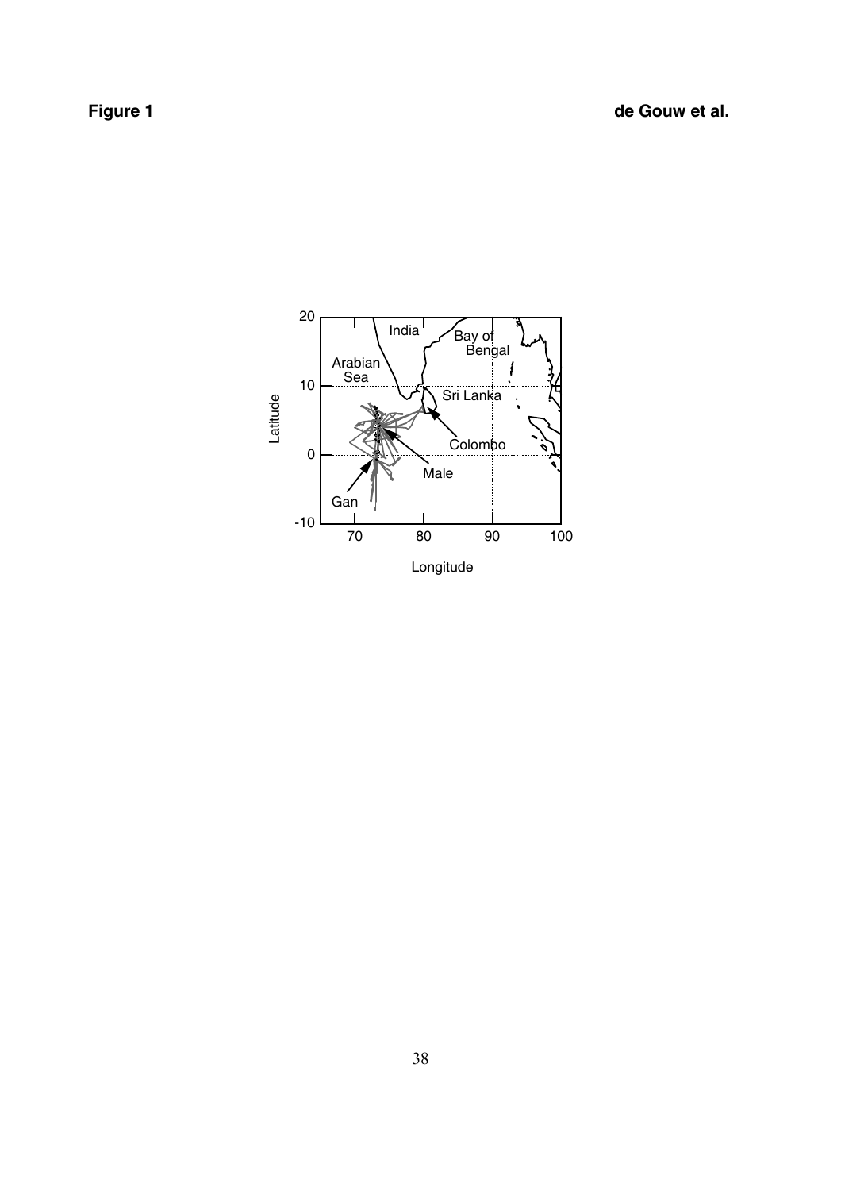**Figure 1**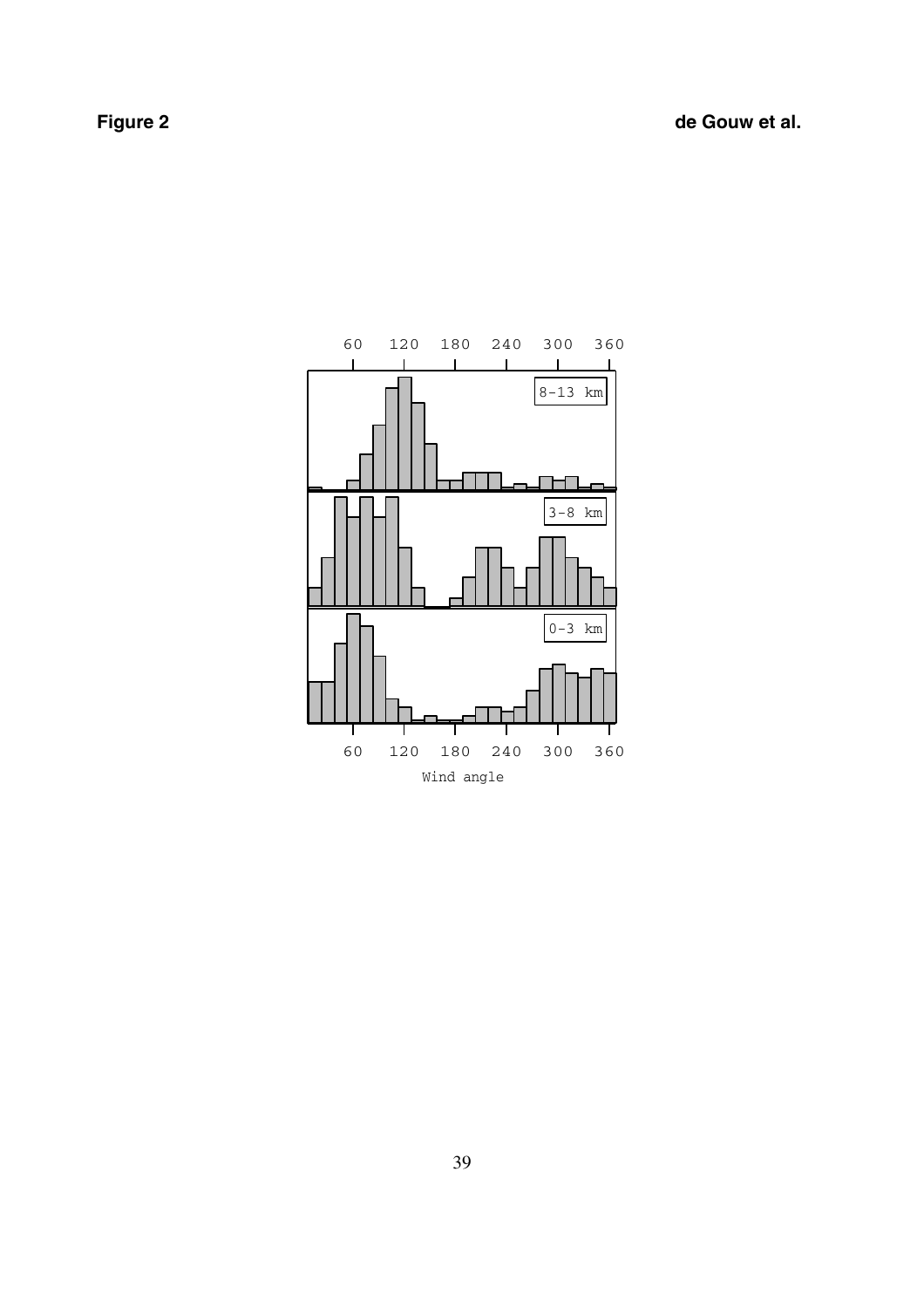**Figure 2**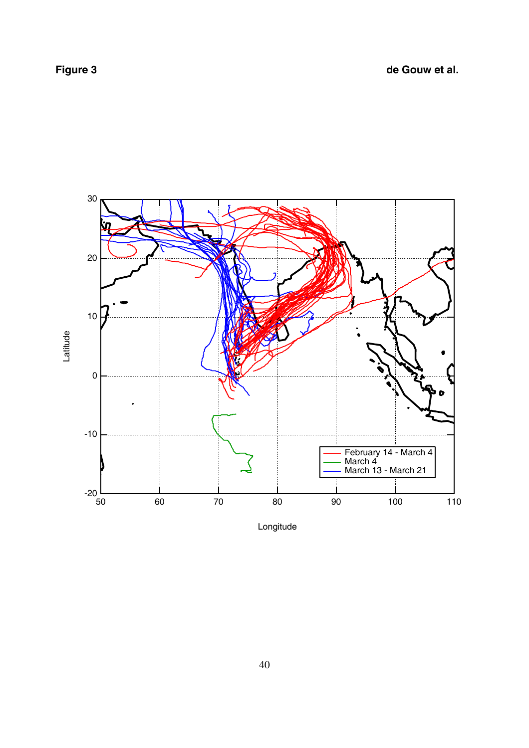# Figure 3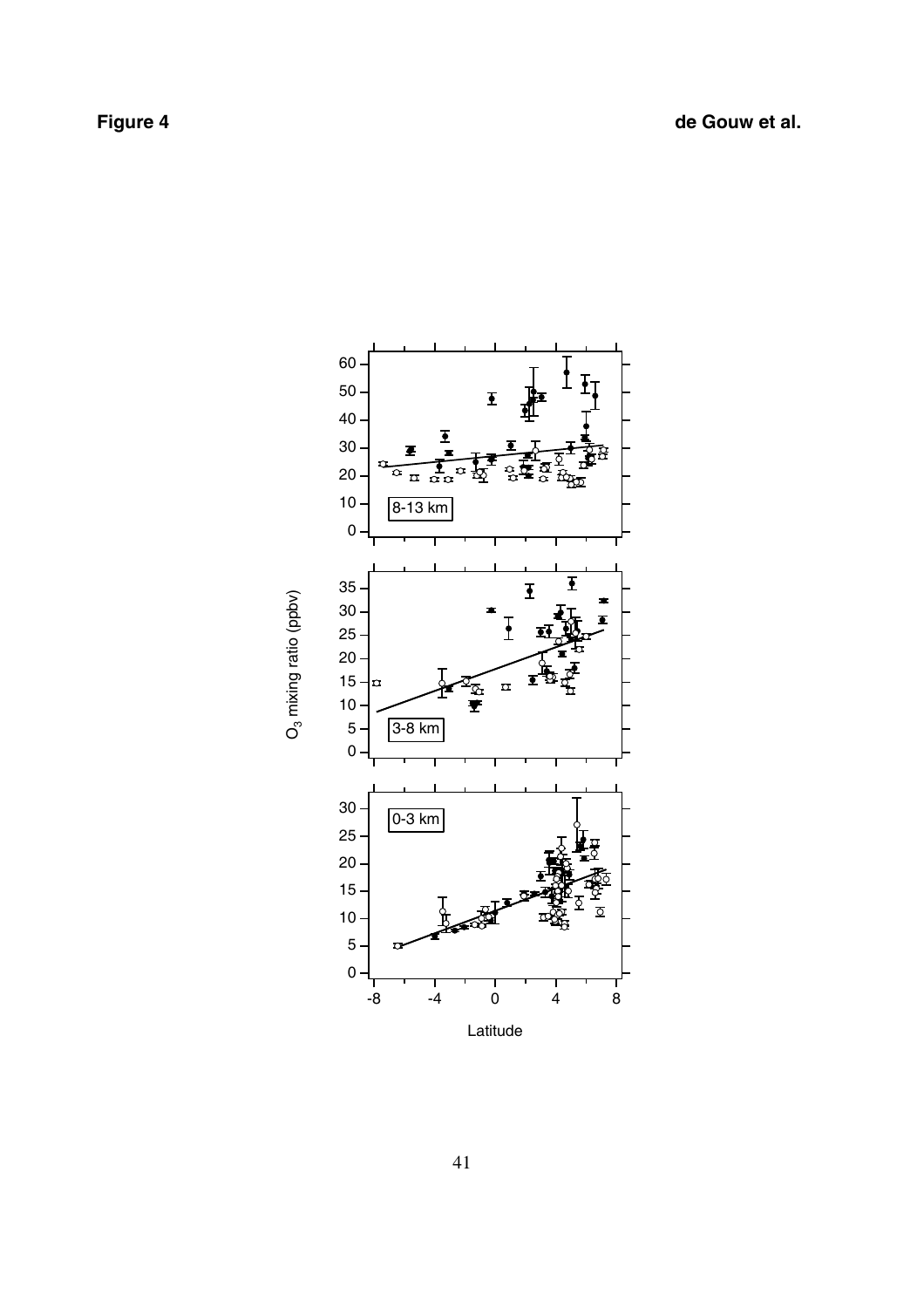**Figure 4**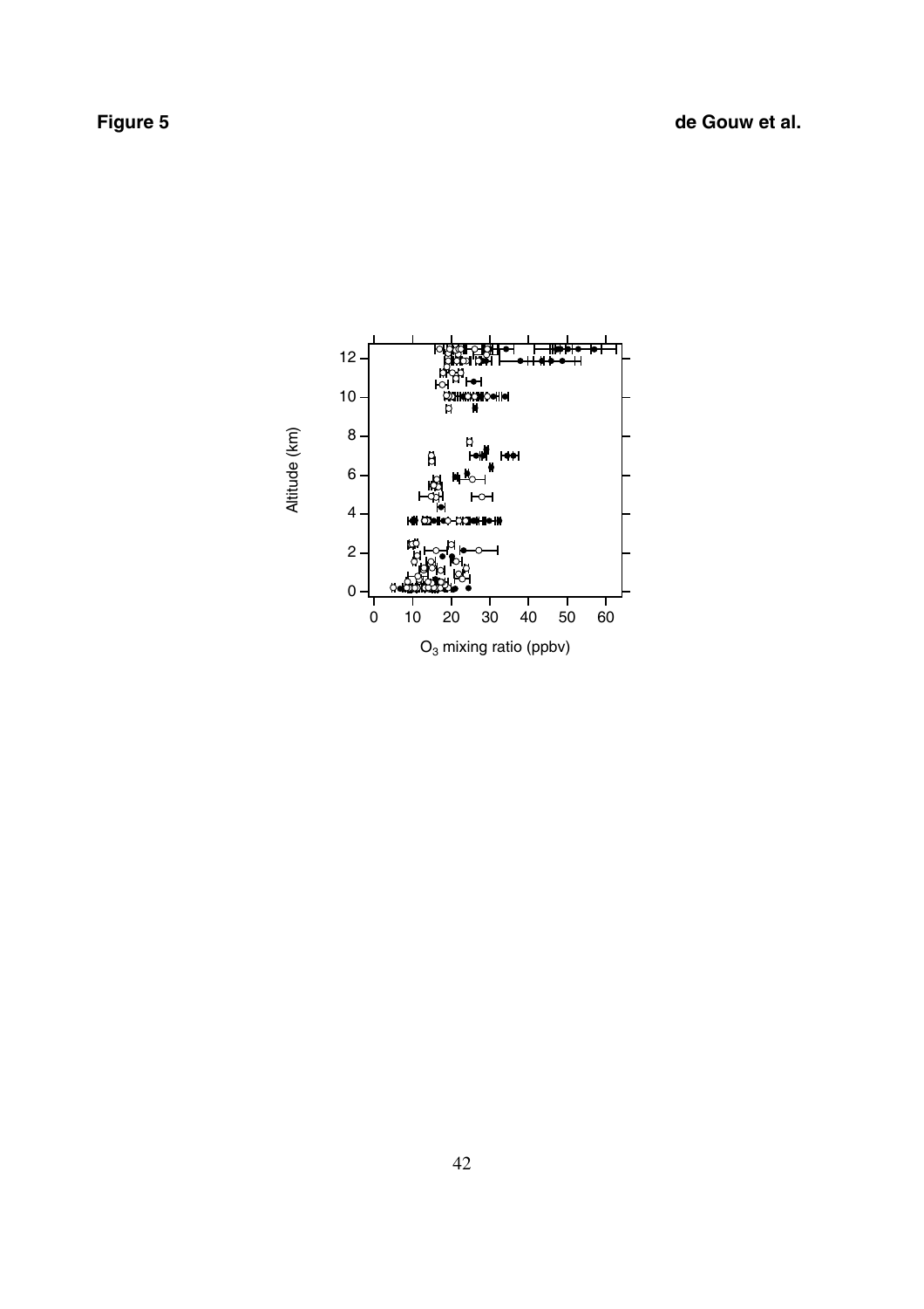# Figure 5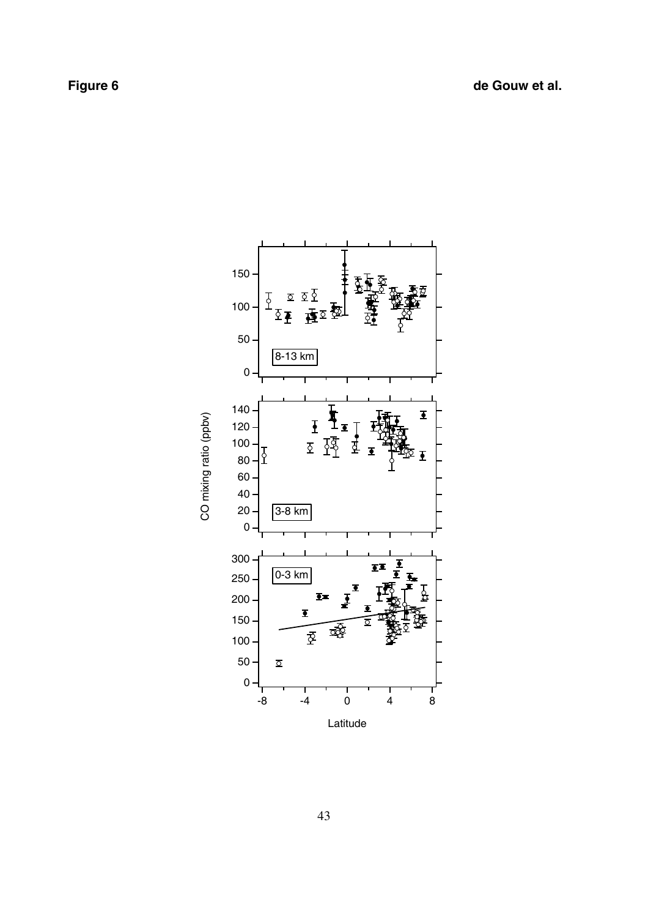**Figure 6**

**de Gouw et al.**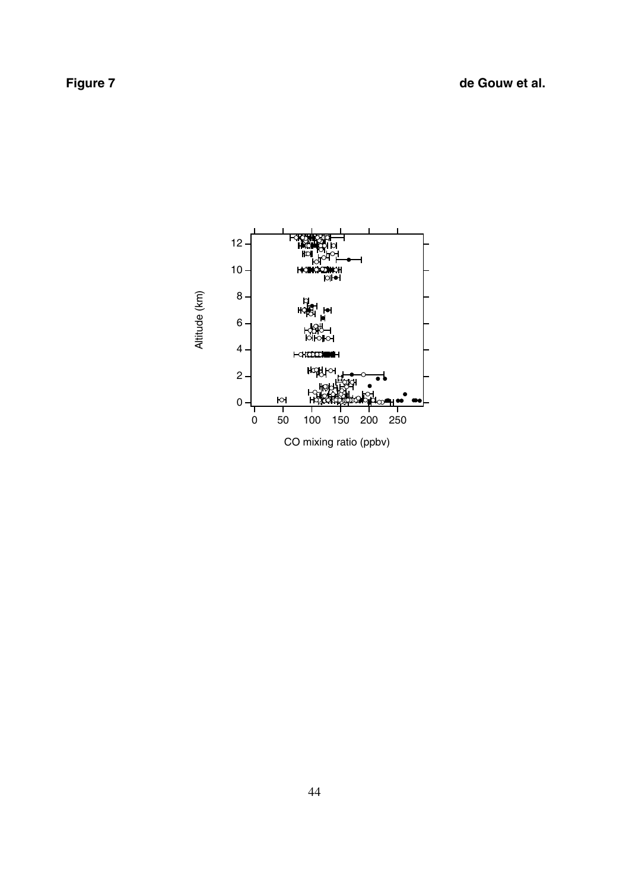**Figure 7**

**de Gouw et al.**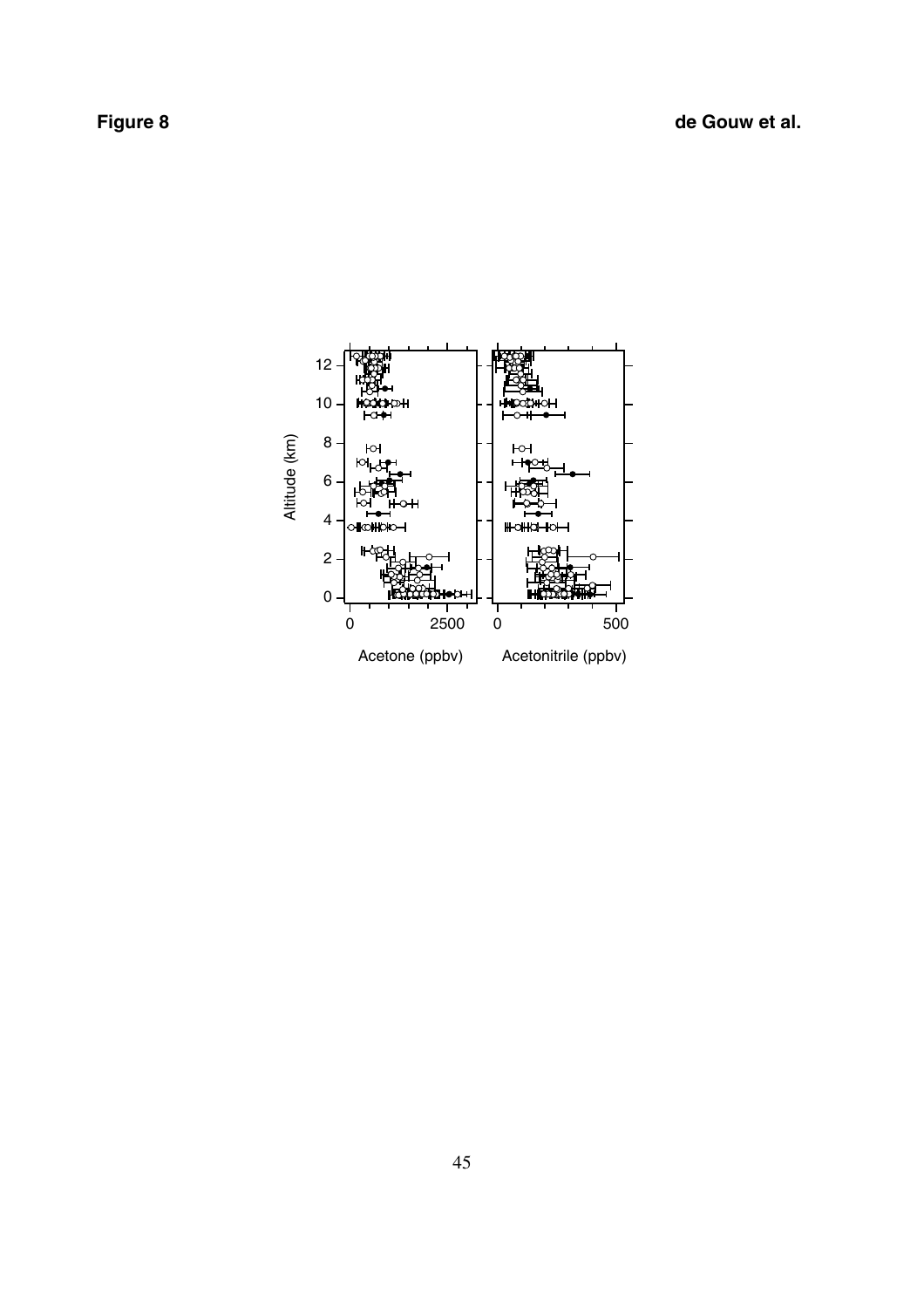**Figure 8**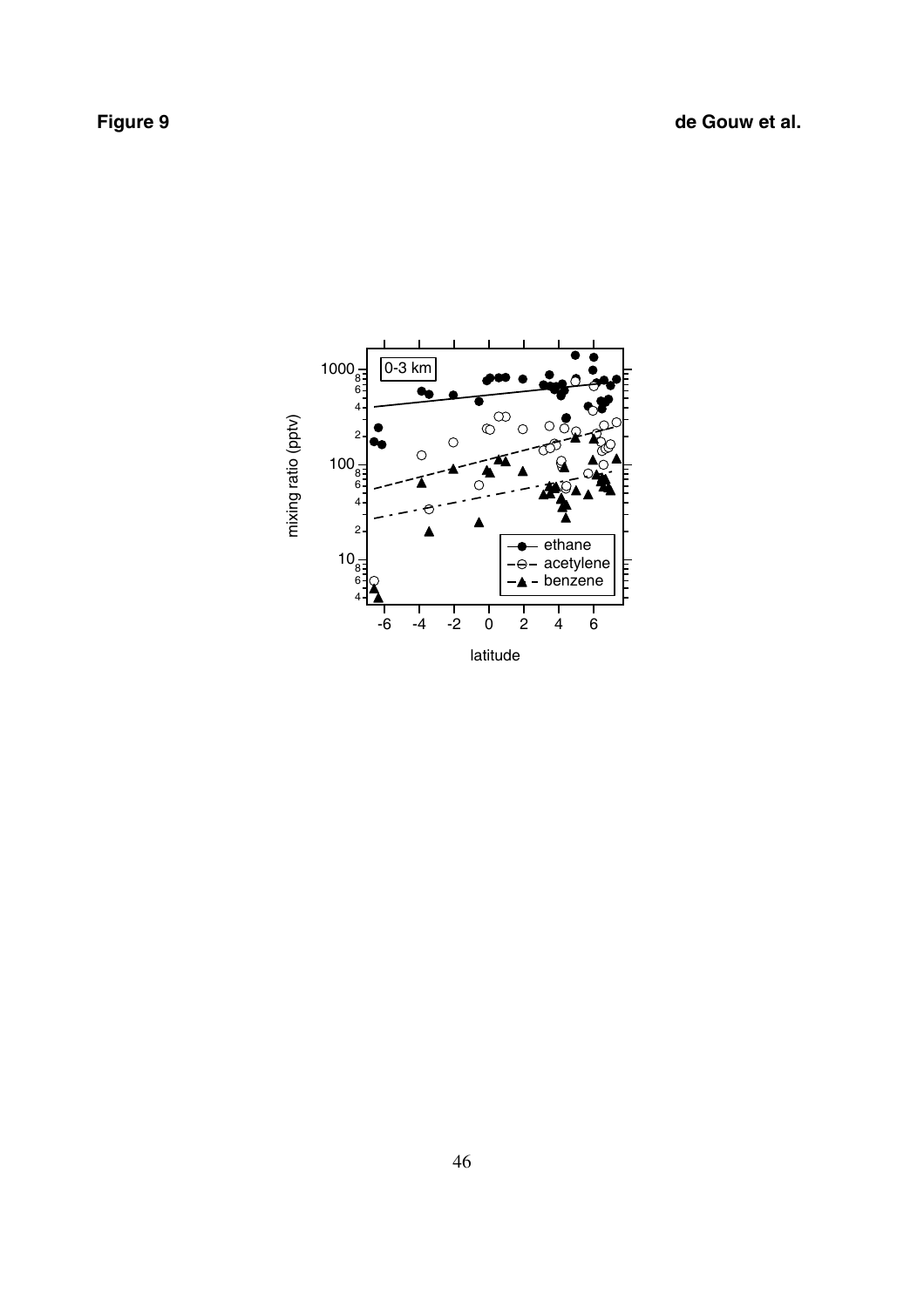**Figure 9**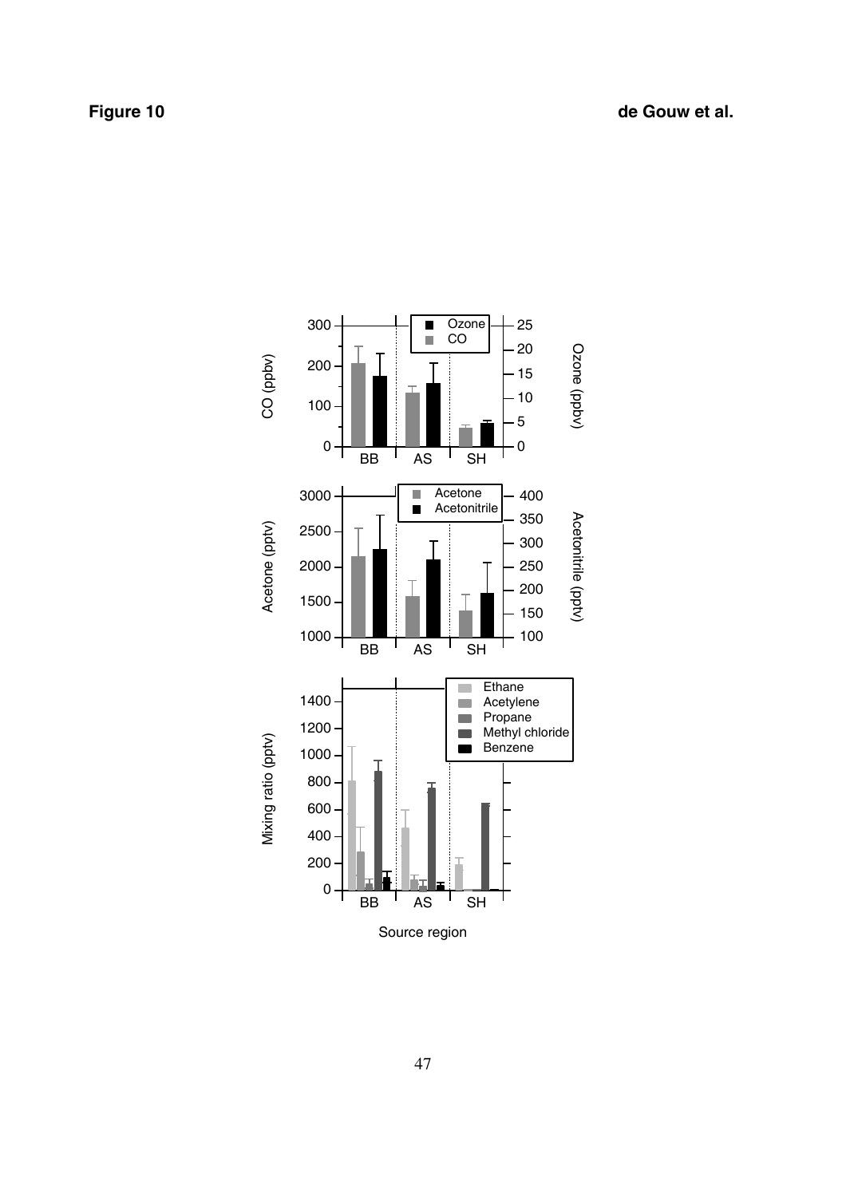Figure 10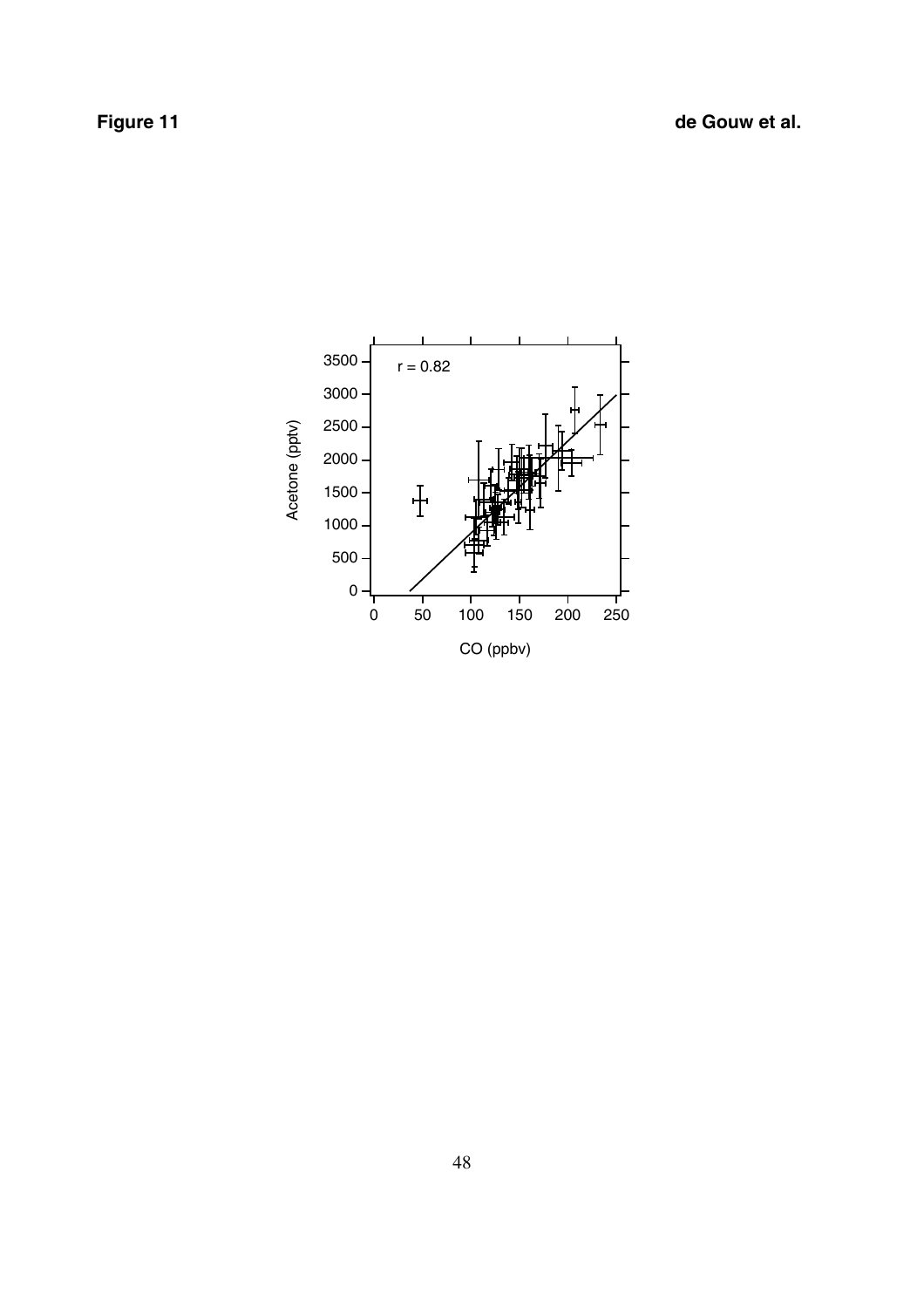**Figure 11**

**de Gouw et al.**

r = 0.82

Acetone (pptv)

CO (ppbv)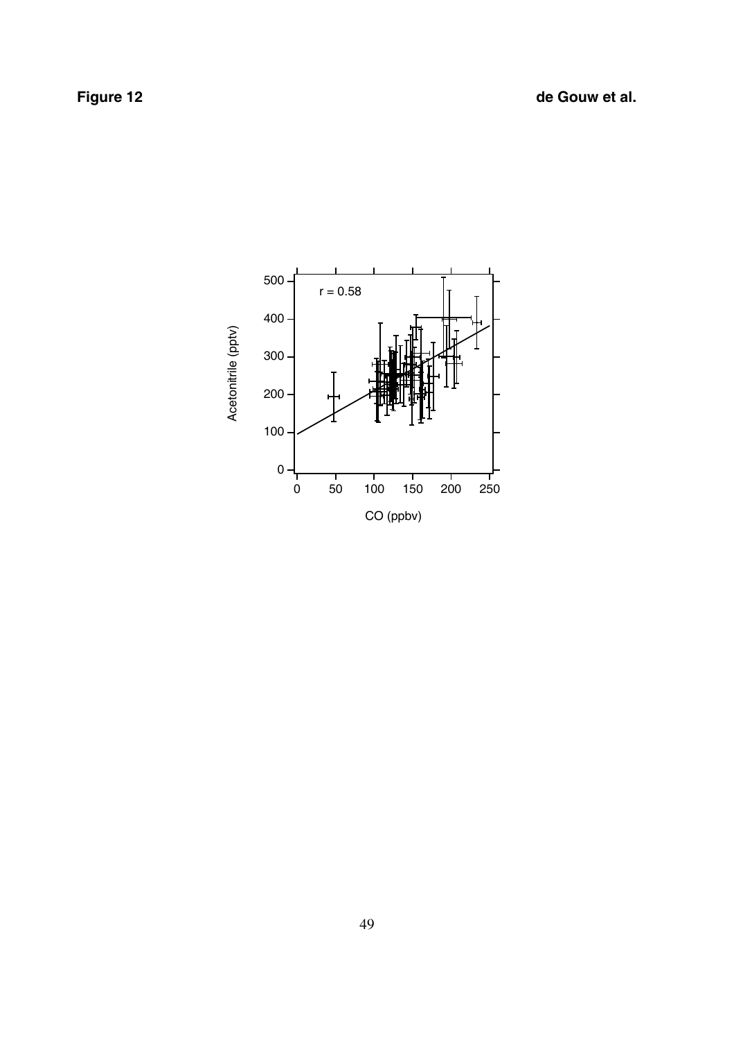**Figure 12**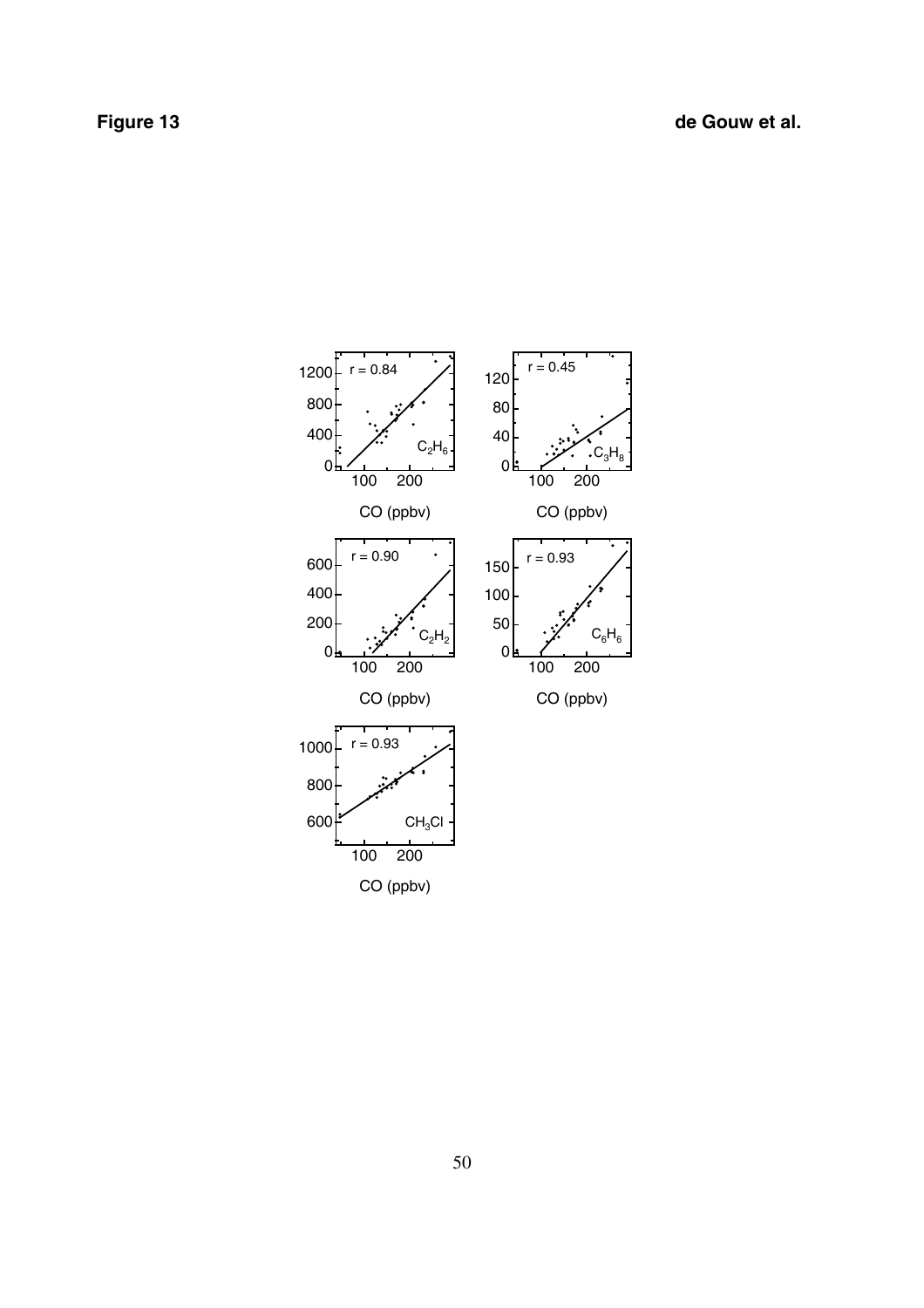# Figure 13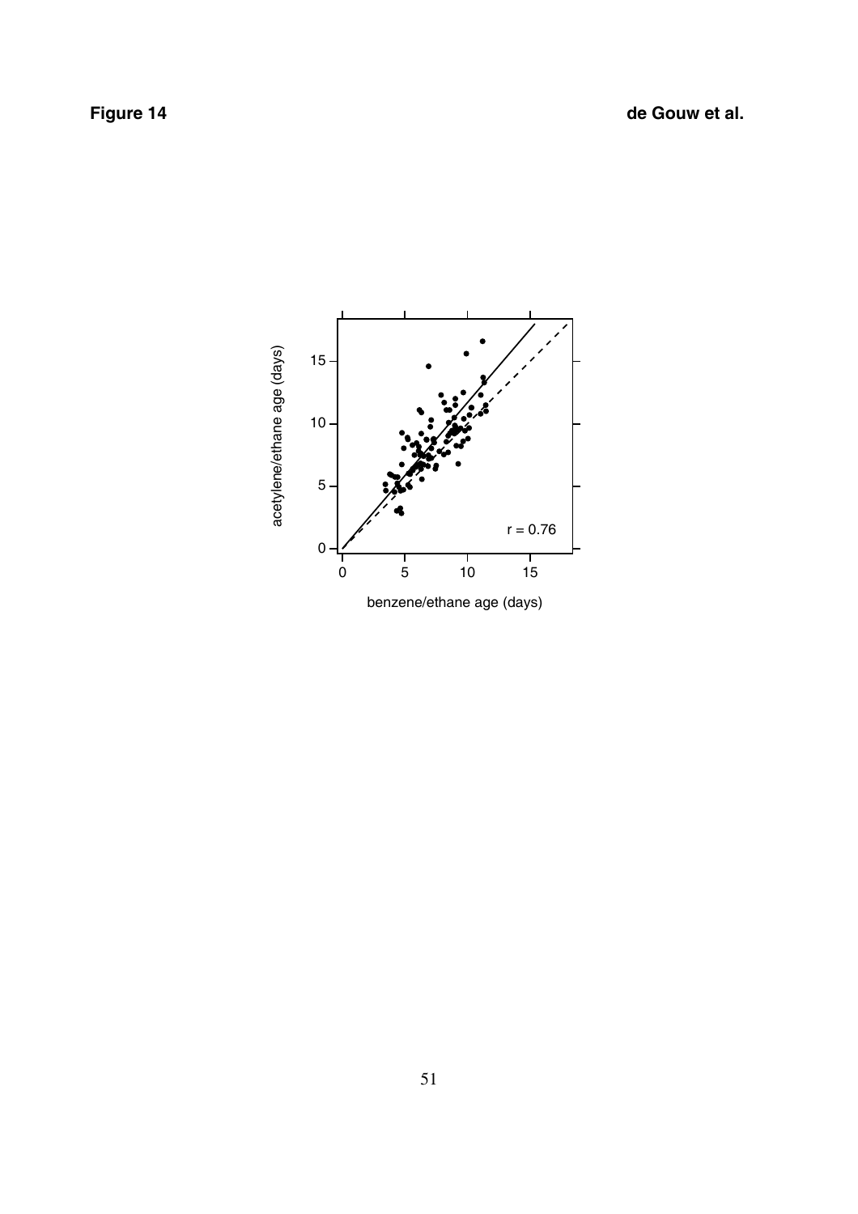**Figure 14**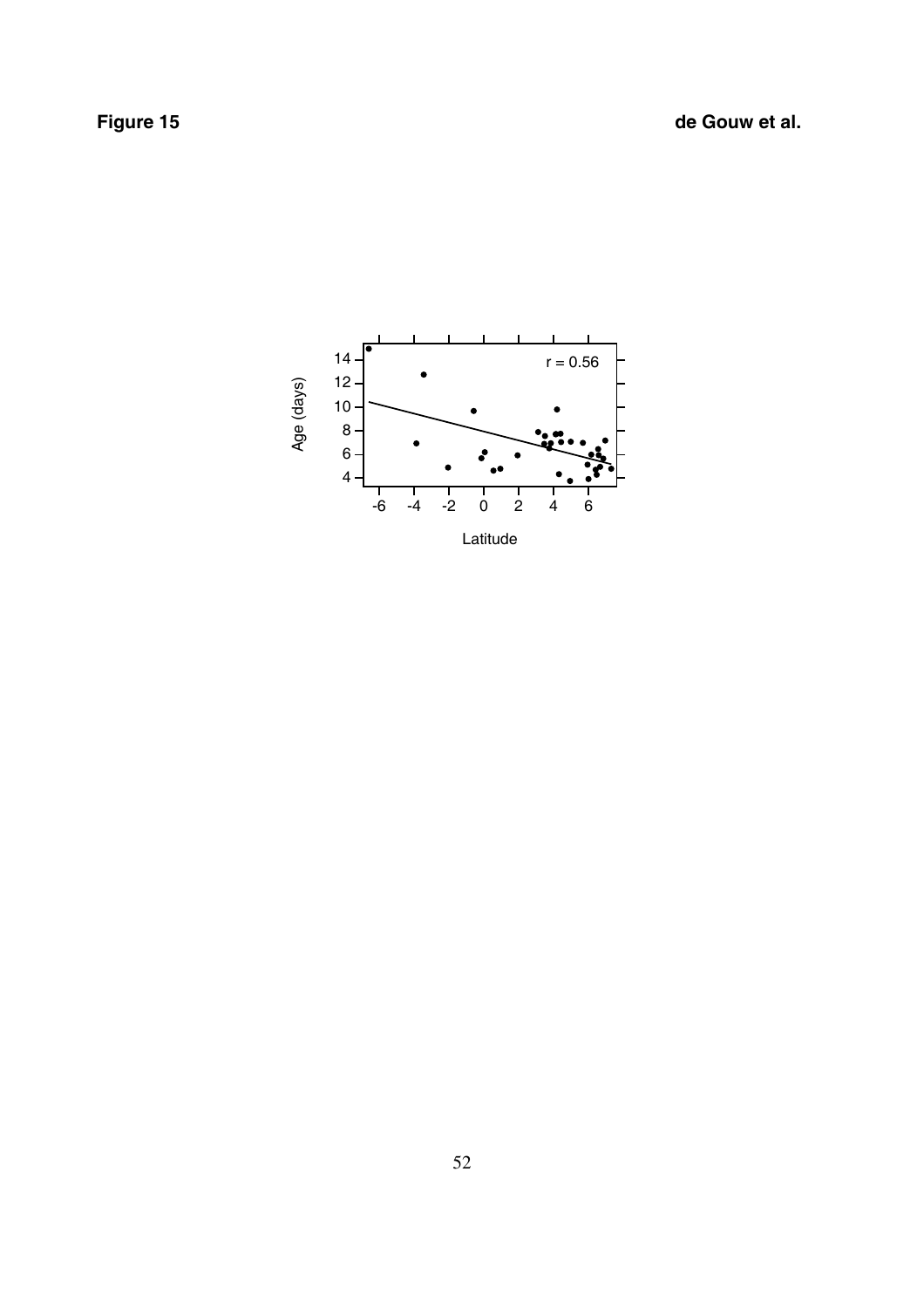**Figure 15**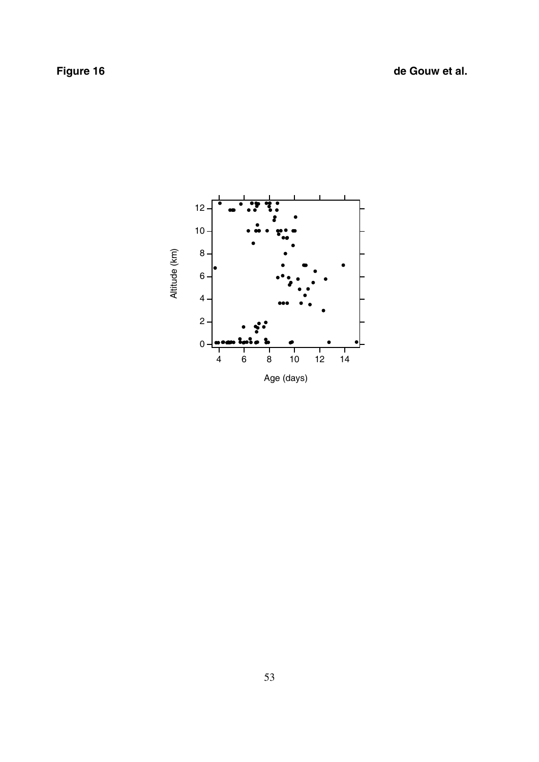Figure 16

Altitude (km)

12
10
8
6
4
2
0

4
6
8
10
12
14

Age (days)